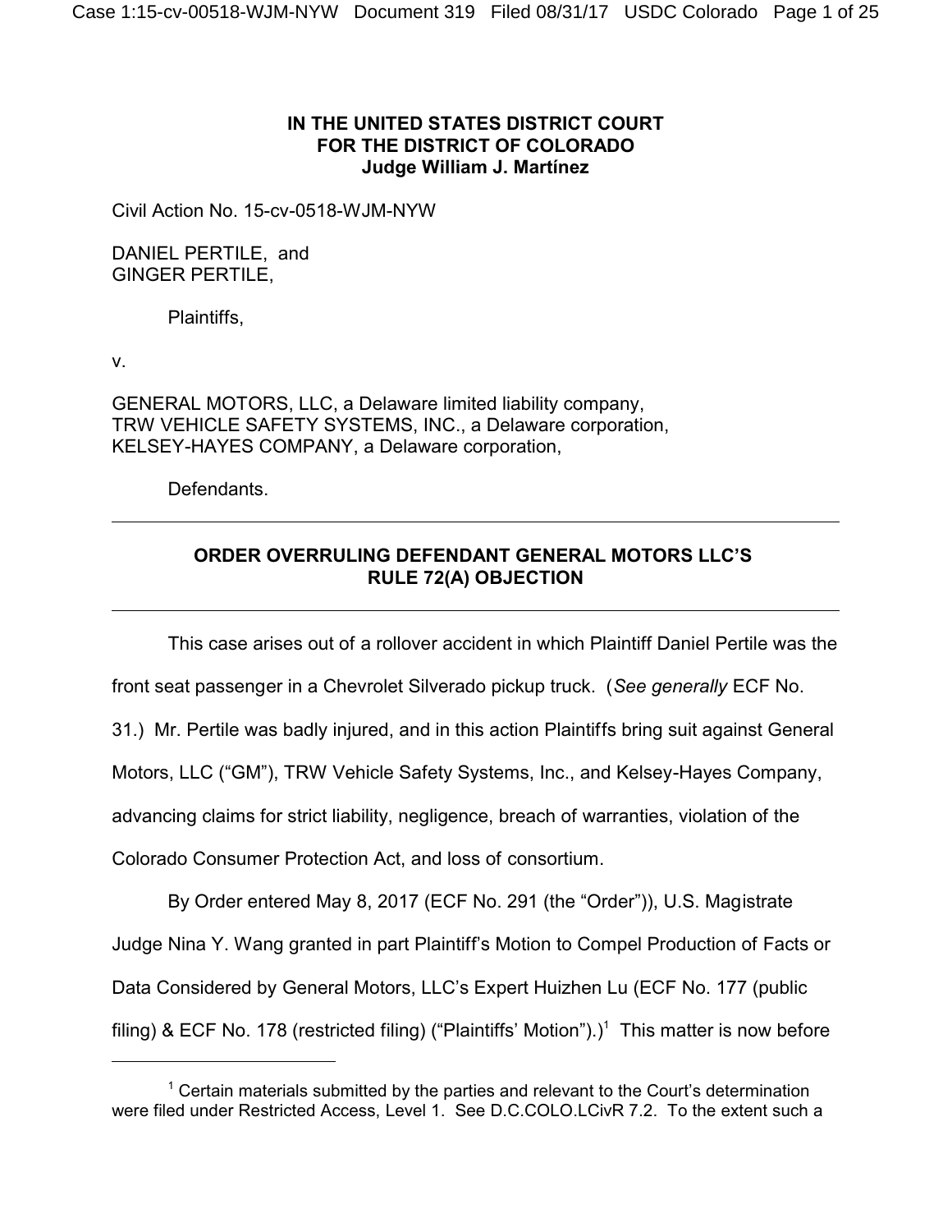**IN THE UNITED STATES DISTRICT COURT**
**FOR THE DISTRICT OF COLORADO**
**Judge William J. Martínez**

Civil Action No. 15-cv-0518-WJM-NYW

DANIEL PERTILE, and
GINGER PERTILE,

Plaintiffs,

v.

GENERAL MOTORS, LLC, a Delaware limited liability company,
TRW VEHICLE SAFETY SYSTEMS, INC., a Delaware corporation,
KELSEY-HAYES COMPANY, a Delaware corporation,

Defendants.

---

## ORDER OVERRULING DEFENDANT GENERAL MOTORS LLC'S RULE 72(A) OBJECTION

---

This case arises out of a rollover accident in which Plaintiff Daniel Pertile was the front seat passenger in a Chevrolet Silverado pickup truck. (*See generally* ECF No. 31.) Mr. Pertile was badly injured, and in this action Plaintiffs bring suit against General Motors, LLC ("GM"), TRW Vehicle Safety Systems, Inc., and Kelsey-Hayes Company, advancing claims for strict liability, negligence, breach of warranties, violation of the Colorado Consumer Protection Act, and loss of consortium.

By Order entered May 8, 2017 (ECF No. 291 (the "Order")), U.S. Magistrate Judge Nina Y. Wang granted in part Plaintiff's Motion to Compel Production of Facts or Data Considered by General Motors, LLC's Expert Huizhen Lu (ECF No. 177 (public filing) & ECF No. 178 (restricted filing) ("Plaintiffs' Motion").)[1] This matter is now before

---

[1] Certain materials submitted by the parties and relevant to the Court's determination were filed under Restricted Access, Level 1. See D.C.COLO.LCivR 7.2. To the extent such a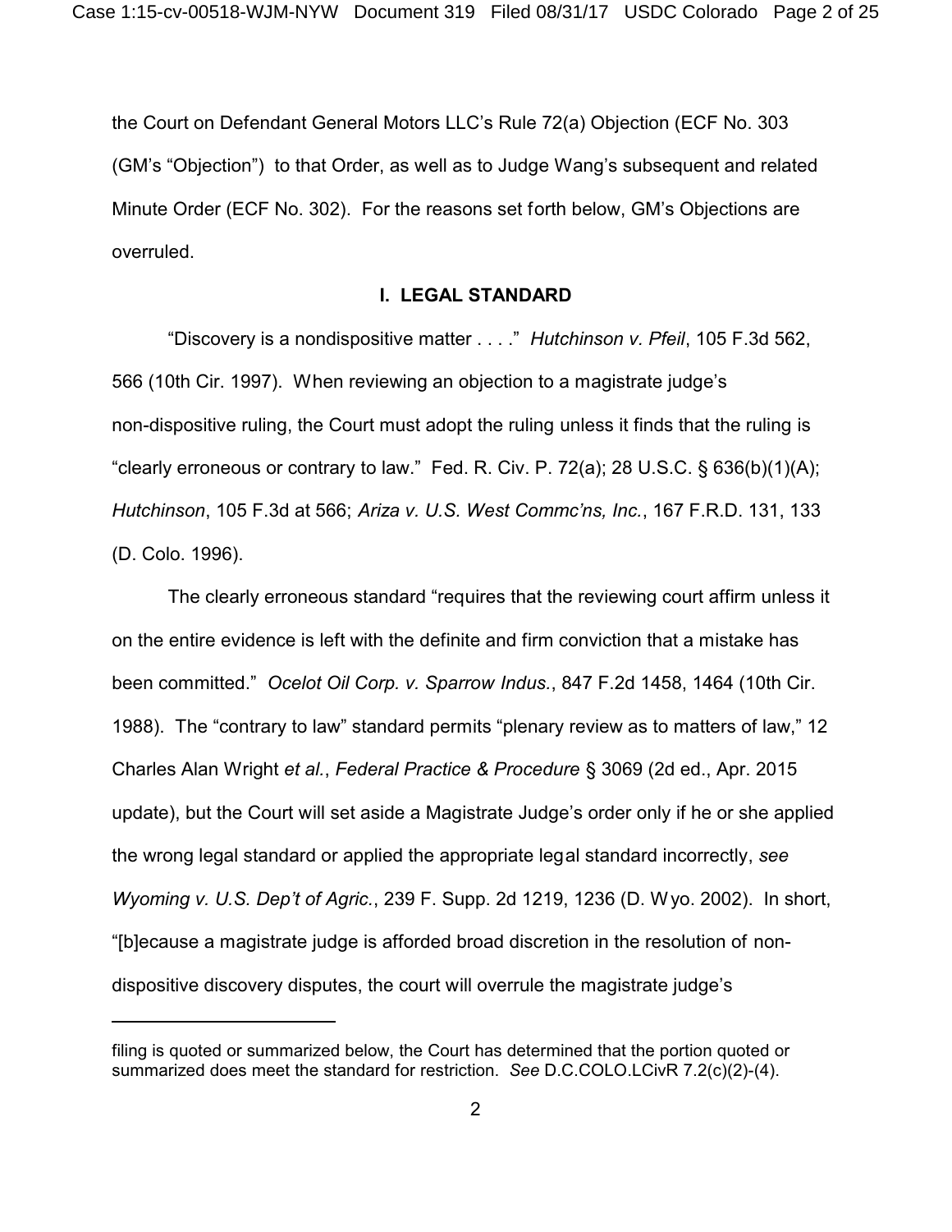the Court on Defendant General Motors LLC's Rule 72(a) Objection (ECF No. 303 (GM's "Objection") to that Order, as well as to Judge Wang's subsequent and related Minute Order (ECF No. 302). For the reasons set forth below, GM's Objections are overruled.

## I. LEGAL STANDARD

"Discovery is a nondispositive matter . . . ." *Hutchinson v. Pfeil*, 105 F.3d 562, 566 (10th Cir. 1997). When reviewing an objection to a magistrate judge's non-dispositive ruling, the Court must adopt the ruling unless it finds that the ruling is "clearly erroneous or contrary to law." Fed. R. Civ. P. 72(a); 28 U.S.C. § 636(b)(1)(A); *Hutchinson*, 105 F.3d at 566; *Ariza v. U.S. West Commc'ns, Inc.*, 167 F.R.D. 131, 133 (D. Colo. 1996).

The clearly erroneous standard "requires that the reviewing court affirm unless it on the entire evidence is left with the definite and firm conviction that a mistake has been committed." *Ocelot Oil Corp. v. Sparrow Indus.*, 847 F.2d 1458, 1464 (10th Cir. 1988). The "contrary to law" standard permits "plenary review as to matters of law," 12 Charles Alan Wright *et al.*, *Federal Practice & Procedure* § 3069 (2d ed., Apr. 2015 update), but the Court will set aside a Magistrate Judge's order only if he or she applied the wrong legal standard or applied the appropriate legal standard incorrectly, *see Wyoming v. U.S. Dep't of Agric.*, 239 F. Supp. 2d 1219, 1236 (D. Wyo. 2002). In short, "[b]ecause a magistrate judge is afforded broad discretion in the resolution of non-dispositive discovery disputes, the court will overrule the magistrate judge's

---

filing is quoted or summarized below, the Court has determined that the portion quoted or summarized does meet the standard for restriction. *See* D.C.COLO.LCivR 7.2(c)(2)-(4).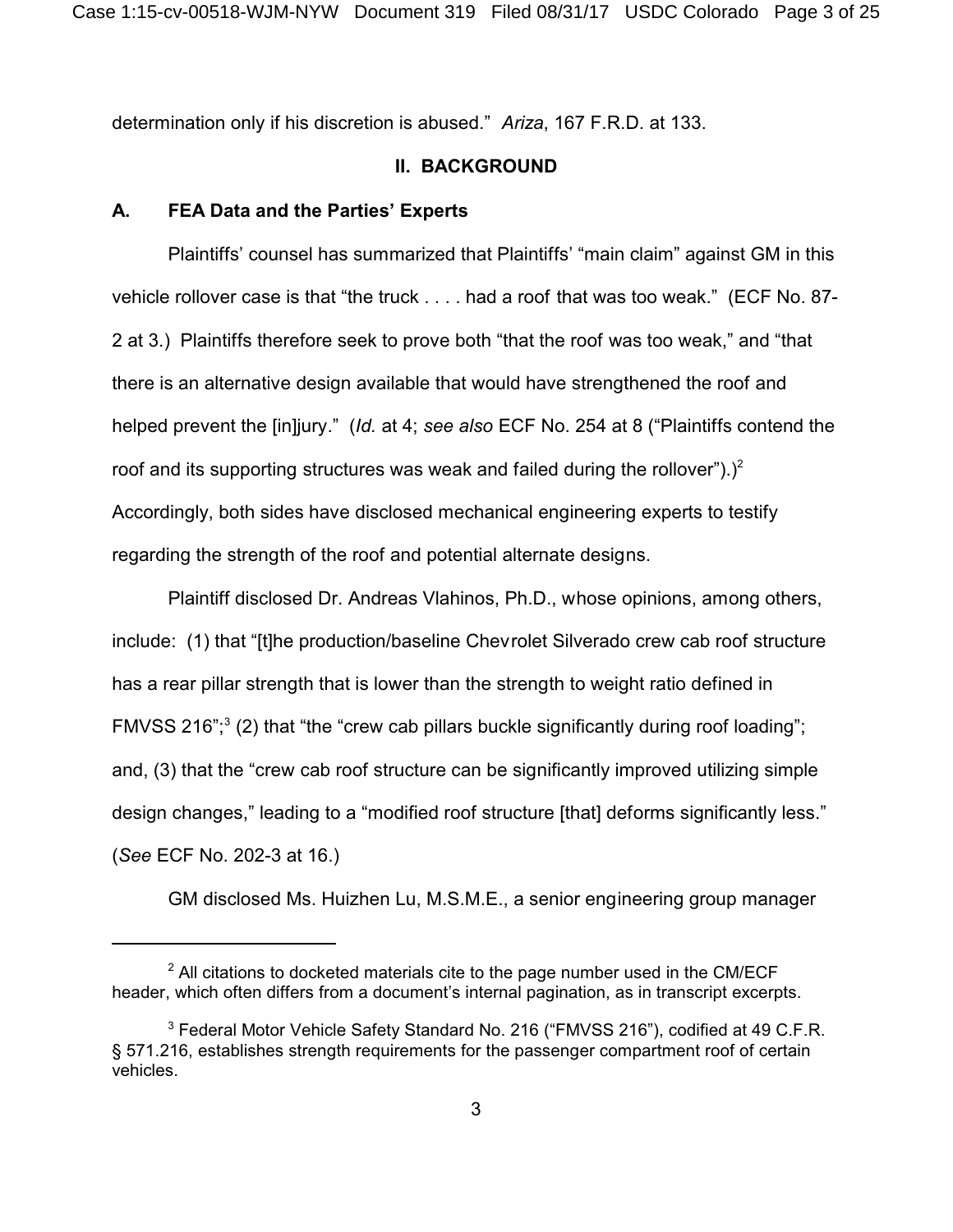determination only if his discretion is abused." *Ariza*, 167 F.R.D. at 133.

## II. BACKGROUND

### A. FEA Data and the Parties' Experts

Plaintiffs' counsel has summarized that Plaintiffs' "main claim" against GM in this vehicle rollover case is that "the truck . . . . had a roof that was too weak." (ECF No. 87-2 at 3.) Plaintiffs therefore seek to prove both "that the roof was too weak," and "that there is an alternative design available that would have strengthened the roof and helped prevent the [in]jury." (*Id.* at 4; *see also* ECF No. 254 at 8 ("Plaintiffs contend the roof and its supporting structures was weak and failed during the rollover").)[2] Accordingly, both sides have disclosed mechanical engineering experts to testify regarding the strength of the roof and potential alternate designs.

Plaintiff disclosed Dr. Andreas Vlahinos, Ph.D., whose opinions, among others, include: (1) that "[t]he production/baseline Chevrolet Silverado crew cab roof structure has a rear pillar strength that is lower than the strength to weight ratio defined in FMVSS 216";[3] (2) that "the "crew cab pillars buckle significantly during roof loading"; and, (3) that the "crew cab roof structure can be significantly improved utilizing simple design changes," leading to a "modified roof structure [that] deforms significantly less." (*See* ECF No. 202-3 at 16.)

GM disclosed Ms. Huizhen Lu, M.S.M.E., a senior engineering group manager

---

[2] All citations to docketed materials cite to the page number used in the CM/ECF header, which often differs from a document's internal pagination, as in transcript excerpts.

[3] Federal Motor Vehicle Safety Standard No. 216 ("FMVSS 216"), codified at 49 C.F.R. § 571.216, establishes strength requirements for the passenger compartment roof of certain vehicles.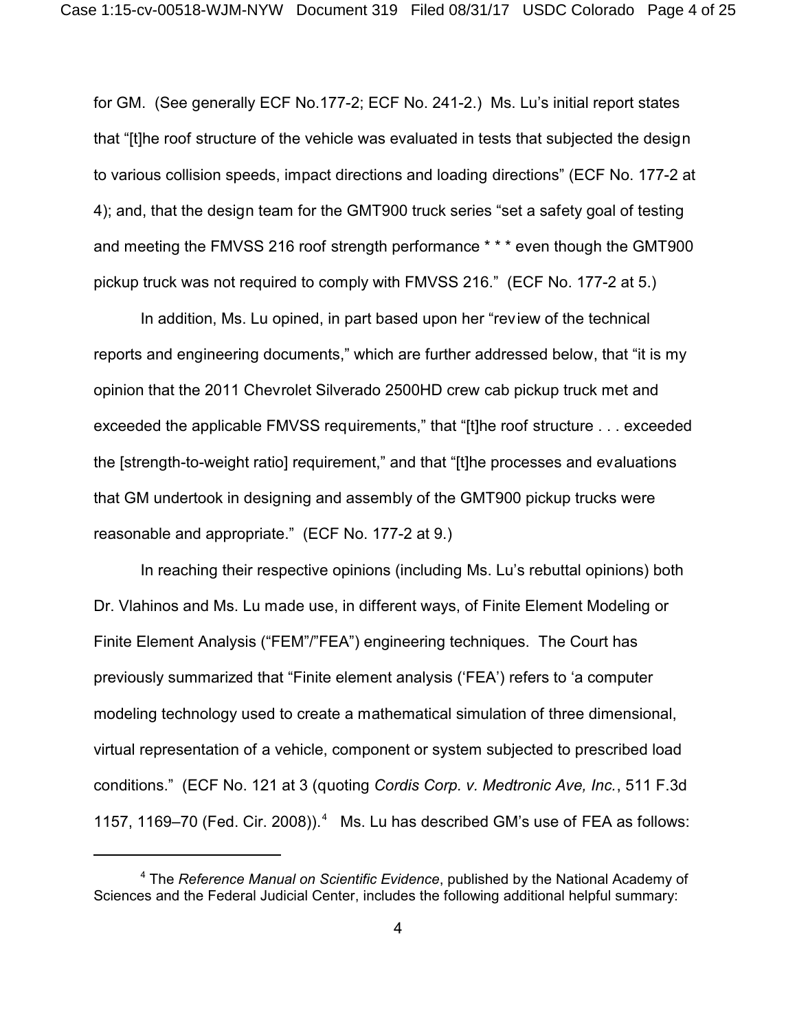for GM. (See generally ECF No.177-2; ECF No. 241-2.) Ms. Lu's initial report states that "[t]he roof structure of the vehicle was evaluated in tests that subjected the design to various collision speeds, impact directions and loading directions" (ECF No. 177-2 at 4); and, that the design team for the GMT900 truck series "set a safety goal of testing and meeting the FMVSS 216 roof strength performance * * * even though the GMT900 pickup truck was not required to comply with FMVSS 216." (ECF No. 177-2 at 5.)

In addition, Ms. Lu opined, in part based upon her "review of the technical reports and engineering documents," which are further addressed below, that "it is my opinion that the 2011 Chevrolet Silverado 2500HD crew cab pickup truck met and exceeded the applicable FMVSS requirements," that "[t]he roof structure . . . exceeded the [strength-to-weight ratio] requirement," and that "[t]he processes and evaluations that GM undertook in designing and assembly of the GMT900 pickup trucks were reasonable and appropriate." (ECF No. 177-2 at 9.)

In reaching their respective opinions (including Ms. Lu's rebuttal opinions) both Dr. Vlahinos and Ms. Lu made use, in different ways, of Finite Element Modeling or Finite Element Analysis ("FEM"/"FEA") engineering techniques. The Court has previously summarized that "Finite element analysis ('FEA') refers to 'a computer modeling technology used to create a mathematical simulation of three dimensional, virtual representation of a vehicle, component or system subjected to prescribed load conditions." (ECF No. 121 at 3 (quoting *Cordis Corp. v. Medtronic Ave, Inc.*, 511 F.3d 1157, 1169–70 (Fed. Cir. 2008)).[4] Ms. Lu has described GM's use of FEA as follows:

---

[4] The *Reference Manual on Scientific Evidence*, published by the National Academy of Sciences and the Federal Judicial Center, includes the following additional helpful summary: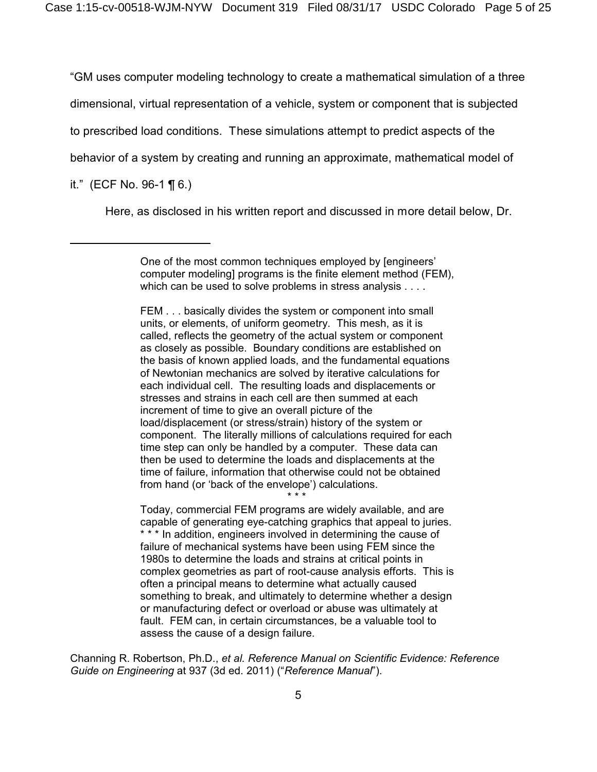"GM uses computer modeling technology to create a mathematical simulation of a three dimensional, virtual representation of a vehicle, system or component that is subjected to prescribed load conditions. These simulations attempt to predict aspects of the behavior of a system by creating and running an approximate, mathematical model of it." (ECF No. 96-1 ¶ 6.)

Here, as disclosed in his written report and discussed in more detail below, Dr.

---

> One of the most common techniques employed by [engineers' computer modeling] programs is the finite element method (FEM), which can be used to solve problems in stress analysis . . . .
>
> FEM . . . basically divides the system or component into small units, or elements, of uniform geometry. This mesh, as it is called, reflects the geometry of the actual system or component as closely as possible. Boundary conditions are established on the basis of known applied loads, and the fundamental equations of Newtonian mechanics are solved by iterative calculations for each individual cell. The resulting loads and displacements or stresses and strains in each cell are then summed at each increment of time to give an overall picture of the load/displacement (or stress/strain) history of the system or component. The literally millions of calculations required for each time step can only be handled by a computer. These data can then be used to determine the loads and displacements at the time of failure, information that otherwise could not be obtained from hand (or 'back of the envelope') calculations.
>
> \* \* \*
>
> Today, commercial FEM programs are widely available, and are capable of generating eye-catching graphics that appeal to juries. * * * In addition, engineers involved in determining the cause of failure of mechanical systems have been using FEM since the 1980s to determine the loads and strains at critical points in complex geometries as part of root-cause analysis efforts. This is often a principal means to determine what actually caused something to break, and ultimately to determine whether a design or manufacturing defect or overload or abuse was ultimately at fault. FEM can, in certain circumstances, be a valuable tool to assess the cause of a design failure.

Channing R. Robertson, Ph.D., *et al. Reference Manual on Scientific Evidence: Reference Guide on Engineering* at 937 (3d ed. 2011) ("*Reference Manual*").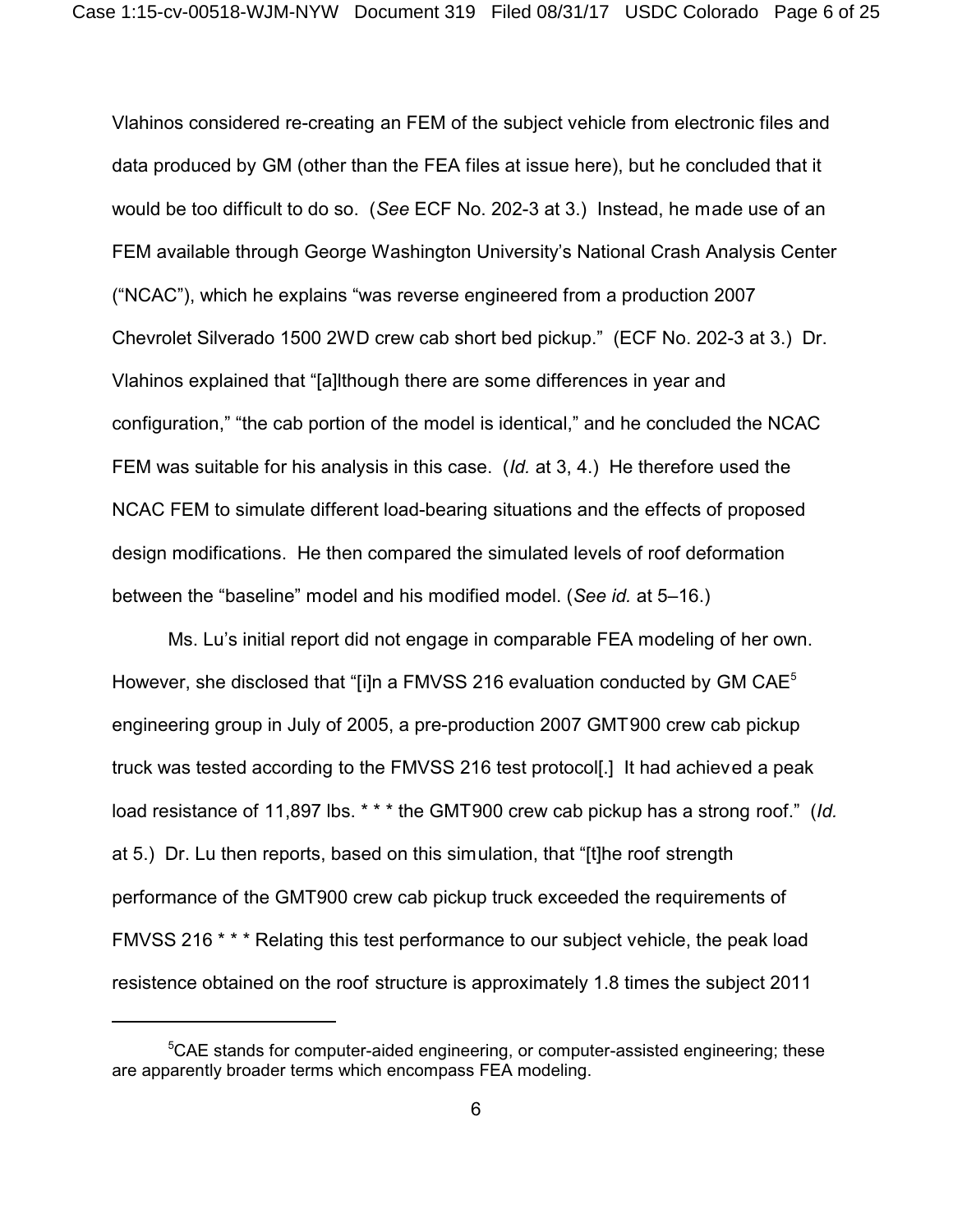Vlahinos considered re-creating an FEM of the subject vehicle from electronic files and data produced by GM (other than the FEA files at issue here), but he concluded that it would be too difficult to do so. (*See* ECF No. 202-3 at 3.) Instead, he made use of an FEM available through George Washington University's National Crash Analysis Center ("NCAC"), which he explains "was reverse engineered from a production 2007 Chevrolet Silverado 1500 2WD crew cab short bed pickup." (ECF No. 202-3 at 3.) Dr. Vlahinos explained that "[a]lthough there are some differences in year and configuration," "the cab portion of the model is identical," and he concluded the NCAC FEM was suitable for his analysis in this case. (*Id.* at 3, 4.) He therefore used the NCAC FEM to simulate different load-bearing situations and the effects of proposed design modifications. He then compared the simulated levels of roof deformation between the "baseline" model and his modified model. (*See id.* at 5–16.)

Ms. Lu's initial report did not engage in comparable FEA modeling of her own. However, she disclosed that "[i]n a FMVSS 216 evaluation conducted by GM CAE[5] engineering group in July of 2005, a pre-production 2007 GMT900 crew cab pickup truck was tested according to the FMVSS 216 test protocol[.] It had achieved a peak load resistance of 11,897 lbs. * * * the GMT900 crew cab pickup has a strong roof." (*Id.* at 5.) Dr. Lu then reports, based on this simulation, that "[t]he roof strength performance of the GMT900 crew cab pickup truck exceeded the requirements of FMVSS 216 * * * Relating this test performance to our subject vehicle, the peak load resistence obtained on the roof structure is approximately 1.8 times the subject 2011

---

[5] CAE stands for computer-aided engineering, or computer-assisted engineering; these are apparently broader terms which encompass FEA modeling.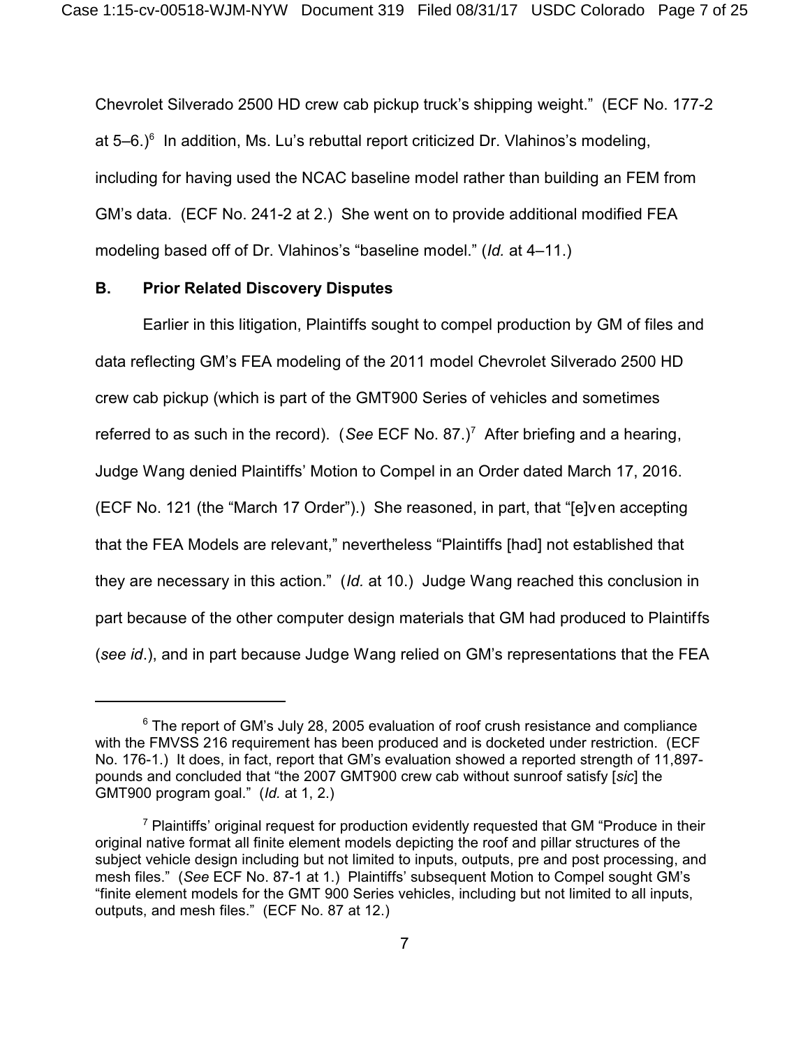Chevrolet Silverado 2500 HD crew cab pickup truck's shipping weight." (ECF No. 177-2 at 5–6.)[6] In addition, Ms. Lu's rebuttal report criticized Dr. Vlahinos's modeling, including for having used the NCAC baseline model rather than building an FEM from GM's data. (ECF No. 241-2 at 2.) She went on to provide additional modified FEA modeling based off of Dr. Vlahinos's "baseline model." (*Id.* at 4–11.)

## B. Prior Related Discovery Disputes

Earlier in this litigation, Plaintiffs sought to compel production by GM of files and data reflecting GM's FEA modeling of the 2011 model Chevrolet Silverado 2500 HD crew cab pickup (which is part of the GMT900 Series of vehicles and sometimes referred to as such in the record). (*See* ECF No. 87.)[7] After briefing and a hearing, Judge Wang denied Plaintiffs' Motion to Compel in an Order dated March 17, 2016. (ECF No. 121 (the "March 17 Order").) She reasoned, in part, that "[e]ven accepting that the FEA Models are relevant," nevertheless "Plaintiffs [had] not established that they are necessary in this action." (*Id.* at 10.) Judge Wang reached this conclusion in part because of the other computer design materials that GM had produced to Plaintiffs (*see id*.), and in part because Judge Wang relied on GM's representations that the FEA

---

[6] The report of GM's July 28, 2005 evaluation of roof crush resistance and compliance with the FMVSS 216 requirement has been produced and is docketed under restriction. (ECF No. 176-1.) It does, in fact, report that GM's evaluation showed a reported strength of 11,897-pounds and concluded that "the 2007 GMT900 crew cab without sunroof satisfy [*sic*] the GMT900 program goal." (*Id.* at 1, 2.)

[7] Plaintiffs' original request for production evidently requested that GM "Produce in their original native format all finite element models depicting the roof and pillar structures of the subject vehicle design including but not limited to inputs, outputs, pre and post processing, and mesh files." (*See* ECF No. 87-1 at 1.) Plaintiffs' subsequent Motion to Compel sought GM's "finite element models for the GMT 900 Series vehicles, including but not limited to all inputs, outputs, and mesh files." (ECF No. 87 at 12.)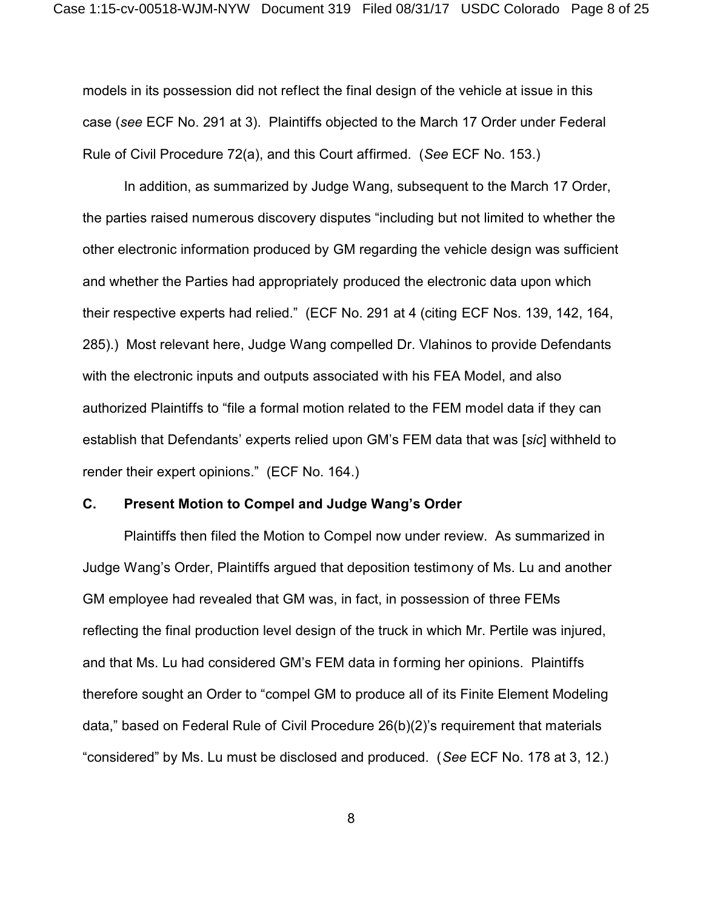models in its possession did not reflect the final design of the vehicle at issue in this case (*see* ECF No. 291 at 3). Plaintiffs objected to the March 17 Order under Federal Rule of Civil Procedure 72(a), and this Court affirmed. (*See* ECF No. 153.)

In addition, as summarized by Judge Wang, subsequent to the March 17 Order, the parties raised numerous discovery disputes "including but not limited to whether the other electronic information produced by GM regarding the vehicle design was sufficient and whether the Parties had appropriately produced the electronic data upon which their respective experts had relied." (ECF No. 291 at 4 (citing ECF Nos. 139, 142, 164, 285).) Most relevant here, Judge Wang compelled Dr. Vlahinos to provide Defendants with the electronic inputs and outputs associated with his FEA Model, and also authorized Plaintiffs to "file a formal motion related to the FEM model data if they can establish that Defendants' experts relied upon GM's FEM data that was [*sic*] withheld to render their expert opinions." (ECF No. 164.)

**C. Present Motion to Compel and Judge Wang's Order**

Plaintiffs then filed the Motion to Compel now under review. As summarized in Judge Wang's Order, Plaintiffs argued that deposition testimony of Ms. Lu and another GM employee had revealed that GM was, in fact, in possession of three FEMs reflecting the final production level design of the truck in which Mr. Pertile was injured, and that Ms. Lu had considered GM's FEM data in forming her opinions. Plaintiffs therefore sought an Order to "compel GM to produce all of its Finite Element Modeling data," based on Federal Rule of Civil Procedure 26(b)(2)'s requirement that materials "considered" by Ms. Lu must be disclosed and produced. (*See* ECF No. 178 at 3, 12.)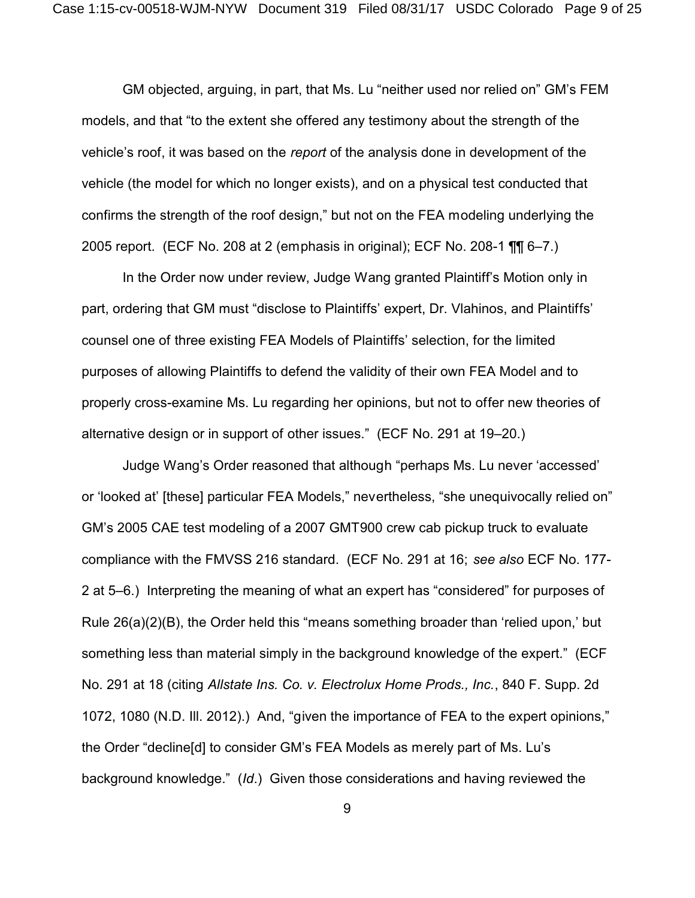GM objected, arguing, in part, that Ms. Lu "neither used nor relied on" GM's FEM models, and that "to the extent she offered any testimony about the strength of the vehicle's roof, it was based on the *report* of the analysis done in development of the vehicle (the model for which no longer exists), and on a physical test conducted that confirms the strength of the roof design," but not on the FEA modeling underlying the 2005 report. (ECF No. 208 at 2 (emphasis in original); ECF No. 208-1 ¶¶ 6–7.)

In the Order now under review, Judge Wang granted Plaintiff's Motion only in part, ordering that GM must "disclose to Plaintiffs' expert, Dr. Vlahinos, and Plaintiffs' counsel one of three existing FEA Models of Plaintiffs' selection, for the limited purposes of allowing Plaintiffs to defend the validity of their own FEA Model and to properly cross-examine Ms. Lu regarding her opinions, but not to offer new theories of alternative design or in support of other issues." (ECF No. 291 at 19–20.)

Judge Wang's Order reasoned that although "perhaps Ms. Lu never 'accessed' or 'looked at' [these] particular FEA Models," nevertheless, "she unequivocally relied on" GM's 2005 CAE test modeling of a 2007 GMT900 crew cab pickup truck to evaluate compliance with the FMVSS 216 standard. (ECF No. 291 at 16; *see also* ECF No. 177-2 at 5–6.) Interpreting the meaning of what an expert has "considered" for purposes of Rule 26(a)(2)(B), the Order held this "means something broader than 'relied upon,' but something less than material simply in the background knowledge of the expert." (ECF No. 291 at 18 (citing *Allstate Ins. Co. v. Electrolux Home Prods., Inc.*, 840 F. Supp. 2d 1072, 1080 (N.D. Ill. 2012).) And, "given the importance of FEA to the expert opinions," the Order "decline[d] to consider GM's FEA Models as merely part of Ms. Lu's background knowledge." (*Id.*) Given those considerations and having reviewed the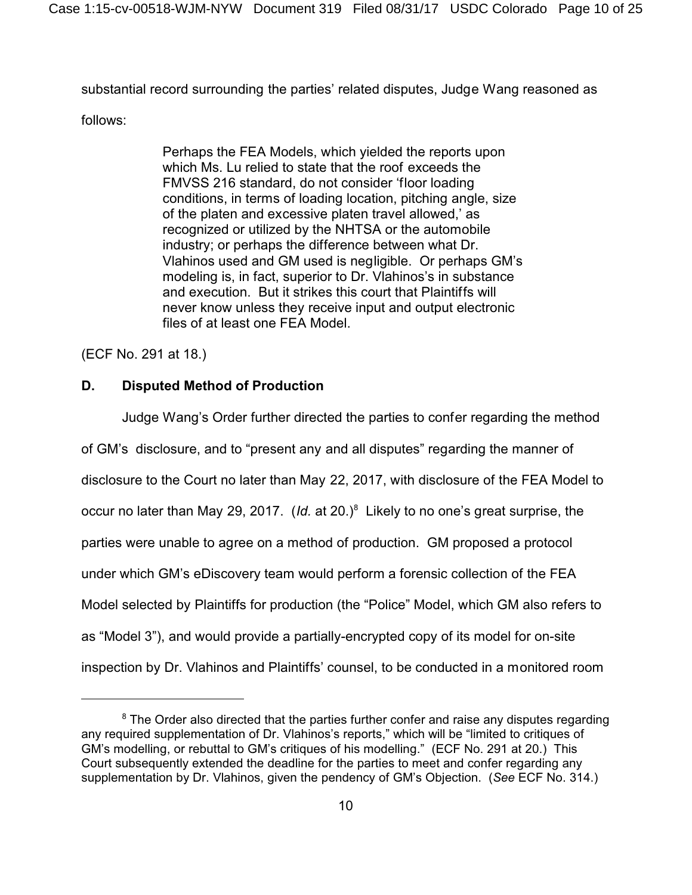substantial record surrounding the parties' related disputes, Judge Wang reasoned as follows:

> Perhaps the FEA Models, which yielded the reports upon which Ms. Lu relied to state that the roof exceeds the FMVSS 216 standard, do not consider 'floor loading conditions, in terms of loading location, pitching angle, size of the platen and excessive platen travel allowed,' as recognized or utilized by the NHTSA or the automobile industry; or perhaps the difference between what Dr. Vlahinos used and GM used is negligible. Or perhaps GM's modeling is, in fact, superior to Dr. Vlahinos's in substance and execution. But it strikes this court that Plaintiffs will never know unless they receive input and output electronic files of at least one FEA Model.

(ECF No. 291 at 18.)

### D. Disputed Method of Production

Judge Wang's Order further directed the parties to confer regarding the method of GM's disclosure, and to "present any and all disputes" regarding the manner of disclosure to the Court no later than May 22, 2017, with disclosure of the FEA Model to occur no later than May 29, 2017. (*Id.* at 20.)[8] Likely to no one's great surprise, the parties were unable to agree on a method of production. GM proposed a protocol under which GM's eDiscovery team would perform a forensic collection of the FEA Model selected by Plaintiffs for production (the "Police" Model, which GM also refers to as "Model 3"), and would provide a partially-encrypted copy of its model for on-site inspection by Dr. Vlahinos and Plaintiffs' counsel, to be conducted in a monitored room

---

[8] The Order also directed that the parties further confer and raise any disputes regarding any required supplementation of Dr. Vlahinos's reports," which will be "limited to critiques of GM's modelling, or rebuttal to GM's critiques of his modelling." (ECF No. 291 at 20.) This Court subsequently extended the deadline for the parties to meet and confer regarding any supplementation by Dr. Vlahinos, given the pendency of GM's Objection. (*See* ECF No. 314.)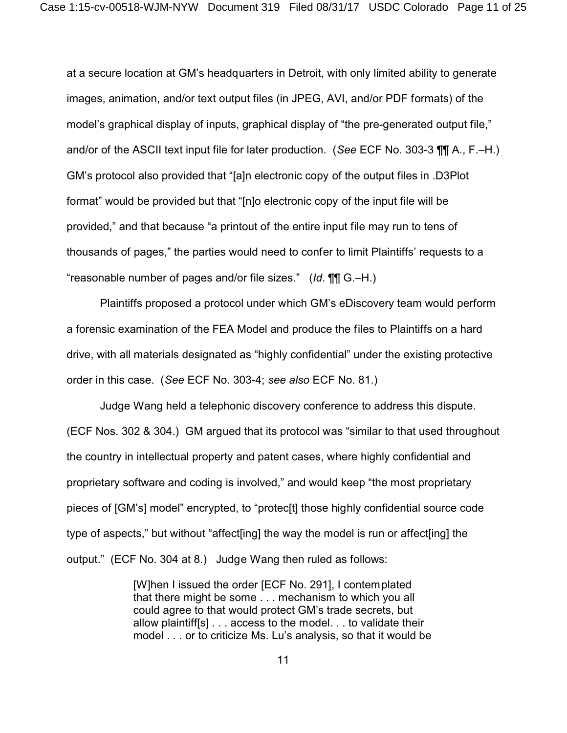at a secure location at GM's headquarters in Detroit, with only limited ability to generate images, animation, and/or text output files (in JPEG, AVI, and/or PDF formats) of the model's graphical display of inputs, graphical display of "the pre-generated output file," and/or of the ASCII text input file for later production. (*See* ECF No. 303-3 ¶¶ A., F.–H.) GM's protocol also provided that "[a]n electronic copy of the output files in .D3Plot format" would be provided but that "[n]o electronic copy of the input file will be provided," and that because "a printout of the entire input file may run to tens of thousands of pages," the parties would need to confer to limit Plaintiffs' requests to a "reasonable number of pages and/or file sizes." (*Id*. ¶¶ G.–H.)

Plaintiffs proposed a protocol under which GM's eDiscovery team would perform a forensic examination of the FEA Model and produce the files to Plaintiffs on a hard drive, with all materials designated as "highly confidential" under the existing protective order in this case. (*See* ECF No. 303-4; *see also* ECF No. 81.)

Judge Wang held a telephonic discovery conference to address this dispute. (ECF Nos. 302 & 304.) GM argued that its protocol was "similar to that used throughout the country in intellectual property and patent cases, where highly confidential and proprietary software and coding is involved," and would keep "the most proprietary pieces of [GM's] model" encrypted, to "protec[t] those highly confidential source code type of aspects," but without "affect[ing] the way the model is run or affect[ing] the output." (ECF No. 304 at 8.) Judge Wang then ruled as follows:

> [W]hen I issued the order [ECF No. 291], I contemplated that there might be some . . . mechanism to which you all could agree to that would protect GM's trade secrets, but allow plaintiff[s] . . . access to the model. . . to validate their model . . . or to criticize Ms. Lu's analysis, so that it would be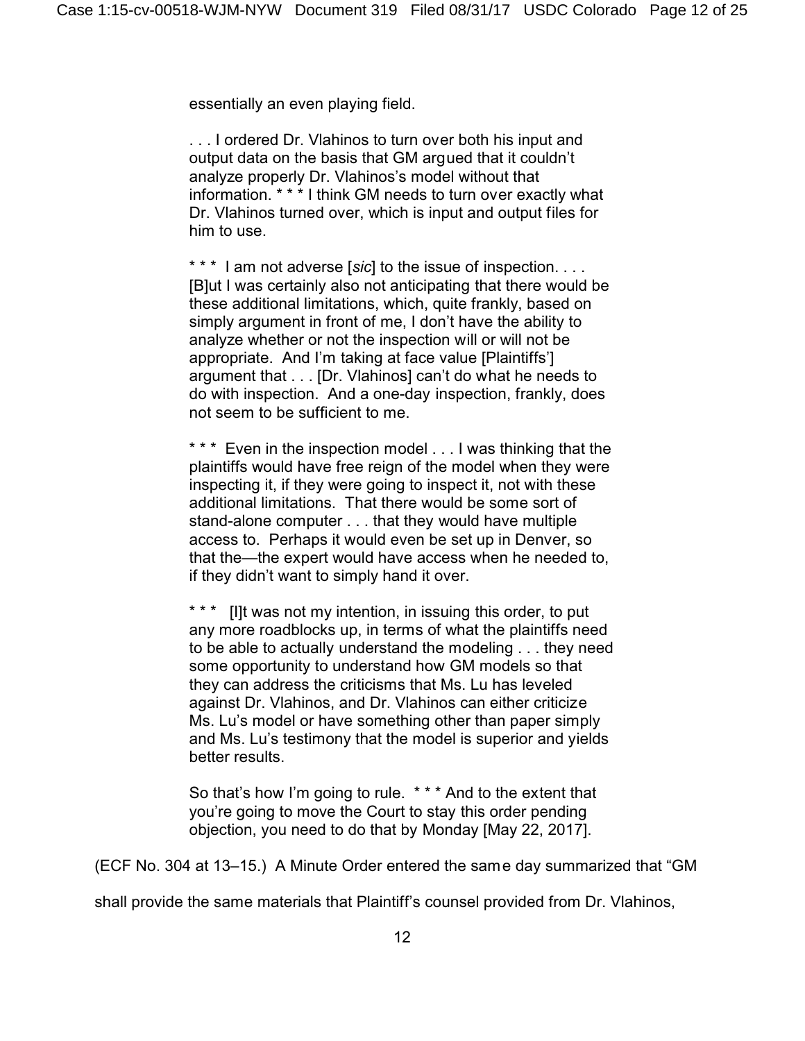essentially an even playing field.

> . . . I ordered Dr. Vlahinos to turn over both his input and output data on the basis that GM argued that it couldn't analyze properly Dr. Vlahinos's model without that information. * * * I think GM needs to turn over exactly what Dr. Vlahinos turned over, which is input and output files for him to use.
>
> * * * I am not adverse [*sic*] to the issue of inspection. . . . [B]ut I was certainly also not anticipating that there would be these additional limitations, which, quite frankly, based on simply argument in front of me, I don't have the ability to analyze whether or not the inspection will or will not be appropriate. And I'm taking at face value [Plaintiffs'] argument that . . . [Dr. Vlahinos] can't do what he needs to do with inspection. And a one-day inspection, frankly, does not seem to be sufficient to me.
>
> * * * Even in the inspection model . . . I was thinking that the plaintiffs would have free reign of the model when they were inspecting it, if they were going to inspect it, not with these additional limitations. That there would be some sort of stand-alone computer . . . that they would have multiple access to. Perhaps it would even be set up in Denver, so that the—the expert would have access when he needed to, if they didn't want to simply hand it over.
>
> * * * [I]t was not my intention, in issuing this order, to put any more roadblocks up, in terms of what the plaintiffs need to be able to actually understand the modeling . . . they need some opportunity to understand how GM models so that they can address the criticisms that Ms. Lu has leveled against Dr. Vlahinos, and Dr. Vlahinos can either criticize Ms. Lu's model or have something other than paper simply and Ms. Lu's testimony that the model is superior and yields better results.
>
> So that's how I'm going to rule. * * * And to the extent that you're going to move the Court to stay this order pending objection, you need to do that by Monday [May 22, 2017].

(ECF No. 304 at 13–15.) A Minute Order entered the same day summarized that "GM shall provide the same materials that Plaintiff's counsel provided from Dr. Vlahinos,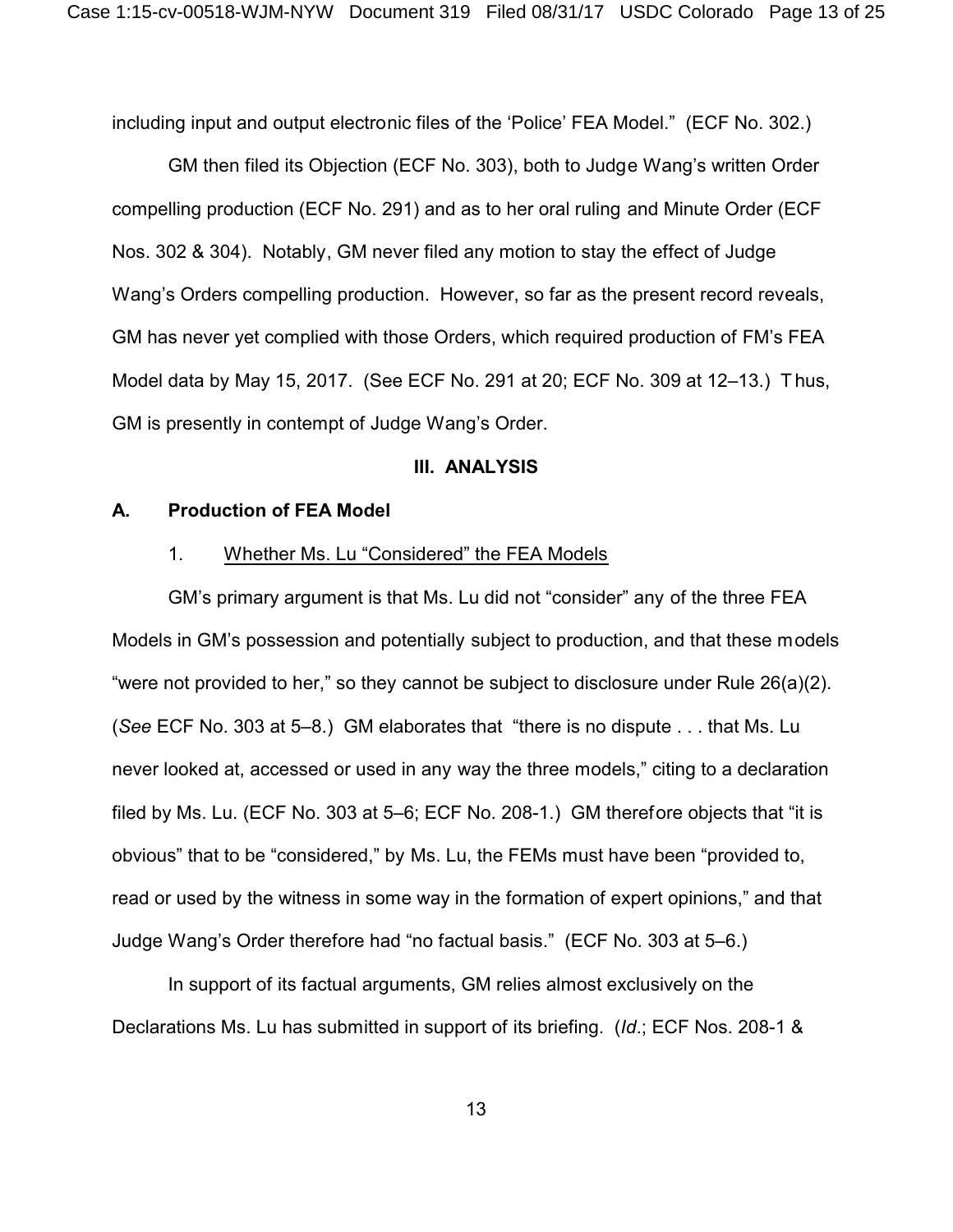including input and output electronic files of the 'Police' FEA Model." (ECF No. 302.)

GM then filed its Objection (ECF No. 303), both to Judge Wang's written Order compelling production (ECF No. 291) and as to her oral ruling and Minute Order (ECF Nos. 302 & 304). Notably, GM never filed any motion to stay the effect of Judge Wang's Orders compelling production. However, so far as the present record reveals, GM has never yet complied with those Orders, which required production of FM's FEA Model data by May 15, 2017. (See ECF No. 291 at 20; ECF No. 309 at 12–13.) Thus, GM is presently in contempt of Judge Wang's Order.

## III. ANALYSIS

### A. Production of FEA Model

#### 1. Whether Ms. Lu "Considered" the FEA Models

GM's primary argument is that Ms. Lu did not "consider" any of the three FEA Models in GM's possession and potentially subject to production, and that these models "were not provided to her," so they cannot be subject to disclosure under Rule 26(a)(2). (*See* ECF No. 303 at 5–8.) GM elaborates that "there is no dispute . . . that Ms. Lu never looked at, accessed or used in any way the three models," citing to a declaration filed by Ms. Lu. (ECF No. 303 at 5–6; ECF No. 208-1.) GM therefore objects that "it is obvious" that to be "considered," by Ms. Lu, the FEMs must have been "provided to, read or used by the witness in some way in the formation of expert opinions," and that Judge Wang's Order therefore had "no factual basis." (ECF No. 303 at 5–6.)

In support of its factual arguments, GM relies almost exclusively on the Declarations Ms. Lu has submitted in support of its briefing. (*Id*.; ECF Nos. 208-1 &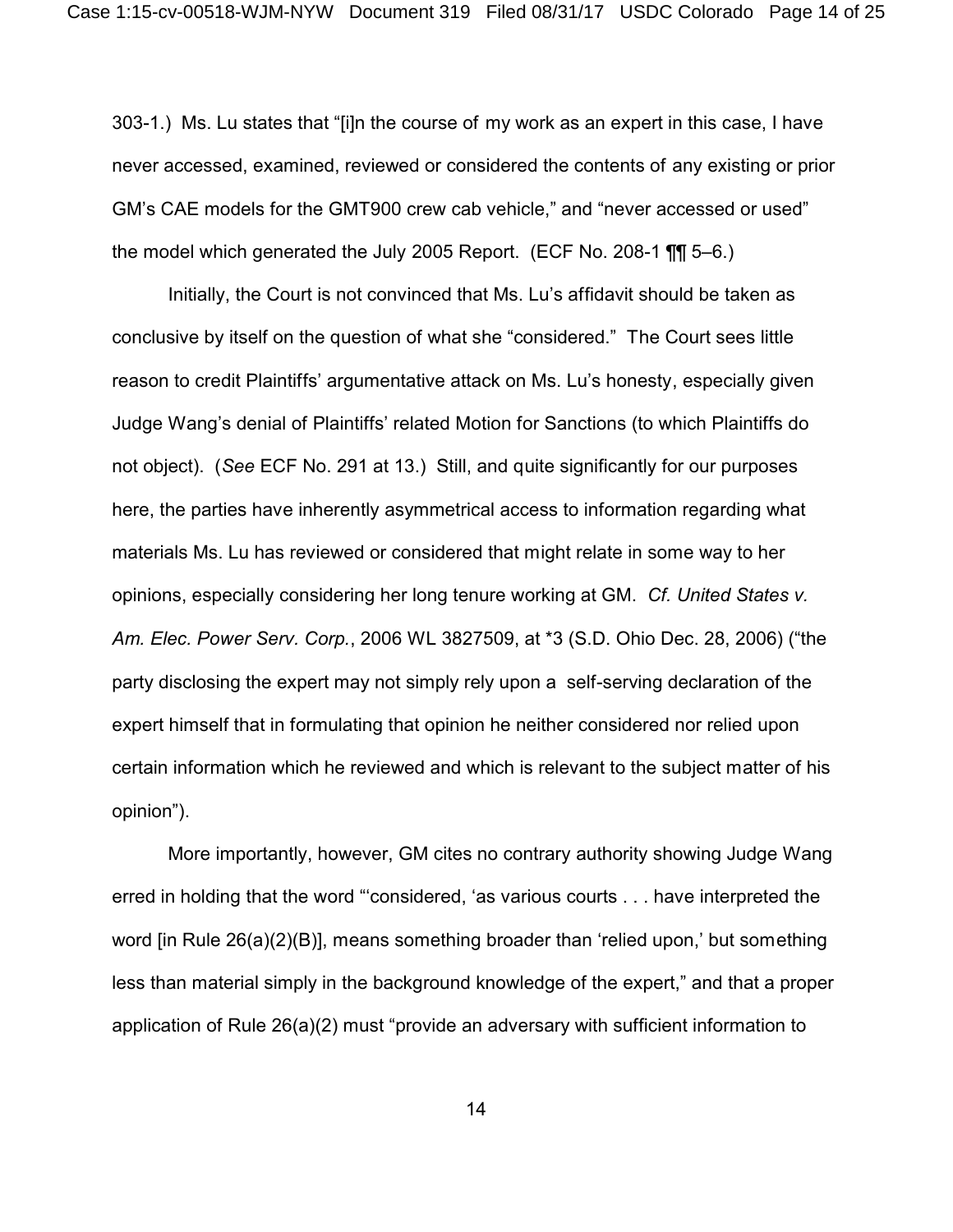303-1.) Ms. Lu states that "[i]n the course of my work as an expert in this case, I have never accessed, examined, reviewed or considered the contents of any existing or prior GM's CAE models for the GMT900 crew cab vehicle," and "never accessed or used" the model which generated the July 2005 Report. (ECF No. 208-1 ¶¶ 5–6.)

Initially, the Court is not convinced that Ms. Lu's affidavit should be taken as conclusive by itself on the question of what she "considered." The Court sees little reason to credit Plaintiffs' argumentative attack on Ms. Lu's honesty, especially given Judge Wang's denial of Plaintiffs' related Motion for Sanctions (to which Plaintiffs do not object). (*See* ECF No. 291 at 13.) Still, and quite significantly for our purposes here, the parties have inherently asymmetrical access to information regarding what materials Ms. Lu has reviewed or considered that might relate in some way to her opinions, especially considering her long tenure working at GM. *Cf. United States v. Am. Elec. Power Serv. Corp.*, 2006 WL 3827509, at *3 (S.D. Ohio Dec. 28, 2006) ("the party disclosing the expert may not simply rely upon a self-serving declaration of the expert himself that in formulating that opinion he neither considered nor relied upon certain information which he reviewed and which is relevant to the subject matter of his opinion").

More importantly, however, GM cites no contrary authority showing Judge Wang erred in holding that the word "'considered, 'as various courts . . . have interpreted the word [in Rule 26(a)(2)(B)], means something broader than 'relied upon,' but something less than material simply in the background knowledge of the expert," and that a proper application of Rule 26(a)(2) must "provide an adversary with sufficient information to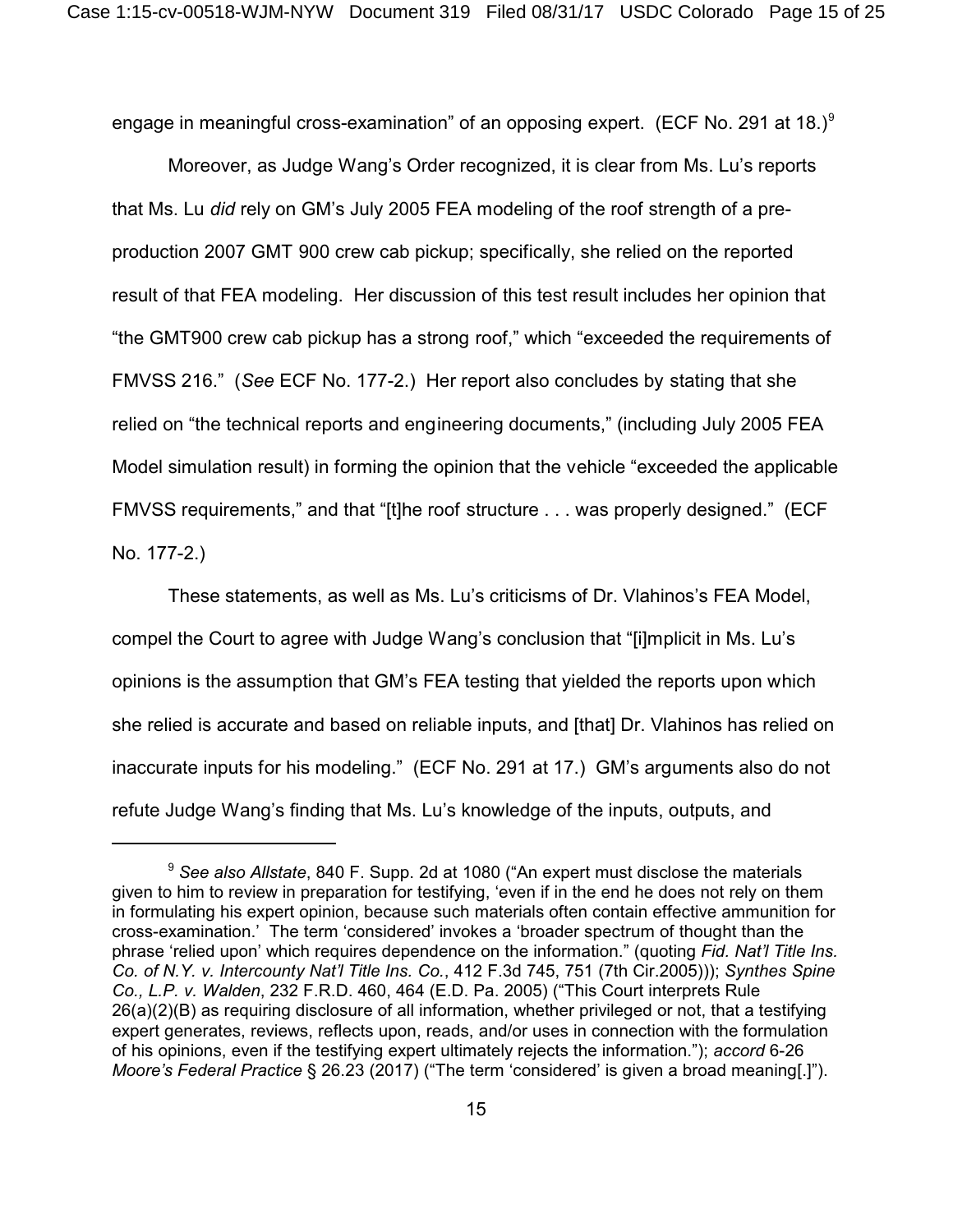engage in meaningful cross-examination" of an opposing expert. (ECF No. 291 at 18.)[9]

Moreover, as Judge Wang's Order recognized, it is clear from Ms. Lu's reports that Ms. Lu *did* rely on GM's July 2005 FEA modeling of the roof strength of a pre-production 2007 GMT 900 crew cab pickup; specifically, she relied on the reported result of that FEA modeling. Her discussion of this test result includes her opinion that "the GMT900 crew cab pickup has a strong roof," which "exceeded the requirements of FMVSS 216." (*See* ECF No. 177-2.) Her report also concludes by stating that she relied on "the technical reports and engineering documents," (including July 2005 FEA Model simulation result) in forming the opinion that the vehicle "exceeded the applicable FMVSS requirements," and that "[t]he roof structure . . . was properly designed." (ECF No. 177-2.)

These statements, as well as Ms. Lu's criticisms of Dr. Vlahinos's FEA Model, compel the Court to agree with Judge Wang's conclusion that "[i]mplicit in Ms. Lu's opinions is the assumption that GM's FEA testing that yielded the reports upon which she relied is accurate and based on reliable inputs, and [that] Dr. Vlahinos has relied on inaccurate inputs for his modeling." (ECF No. 291 at 17.) GM's arguments also do not refute Judge Wang's finding that Ms. Lu's knowledge of the inputs, outputs, and

---

[9] *See also Allstate*, 840 F. Supp. 2d at 1080 ("An expert must disclose the materials given to him to review in preparation for testifying, 'even if in the end he does not rely on them in formulating his expert opinion, because such materials often contain effective ammunition for cross-examination.' The term 'considered' invokes a 'broader spectrum of thought than the phrase 'relied upon' which requires dependence on the information." (quoting *Fid. Nat'l Title Ins. Co. of N.Y. v. Intercounty Nat'l Title Ins. Co.*, 412 F.3d 745, 751 (7th Cir.2005))); *Synthes Spine Co., L.P. v. Walden*, 232 F.R.D. 460, 464 (E.D. Pa. 2005) ("This Court interprets Rule 26(a)(2)(B) as requiring disclosure of all information, whether privileged or not, that a testifying expert generates, reviews, reflects upon, reads, and/or uses in connection with the formulation of his opinions, even if the testifying expert ultimately rejects the information."); *accord* 6-26 *Moore's Federal Practice* § 26.23 (2017) ("The term 'considered' is given a broad meaning[.]").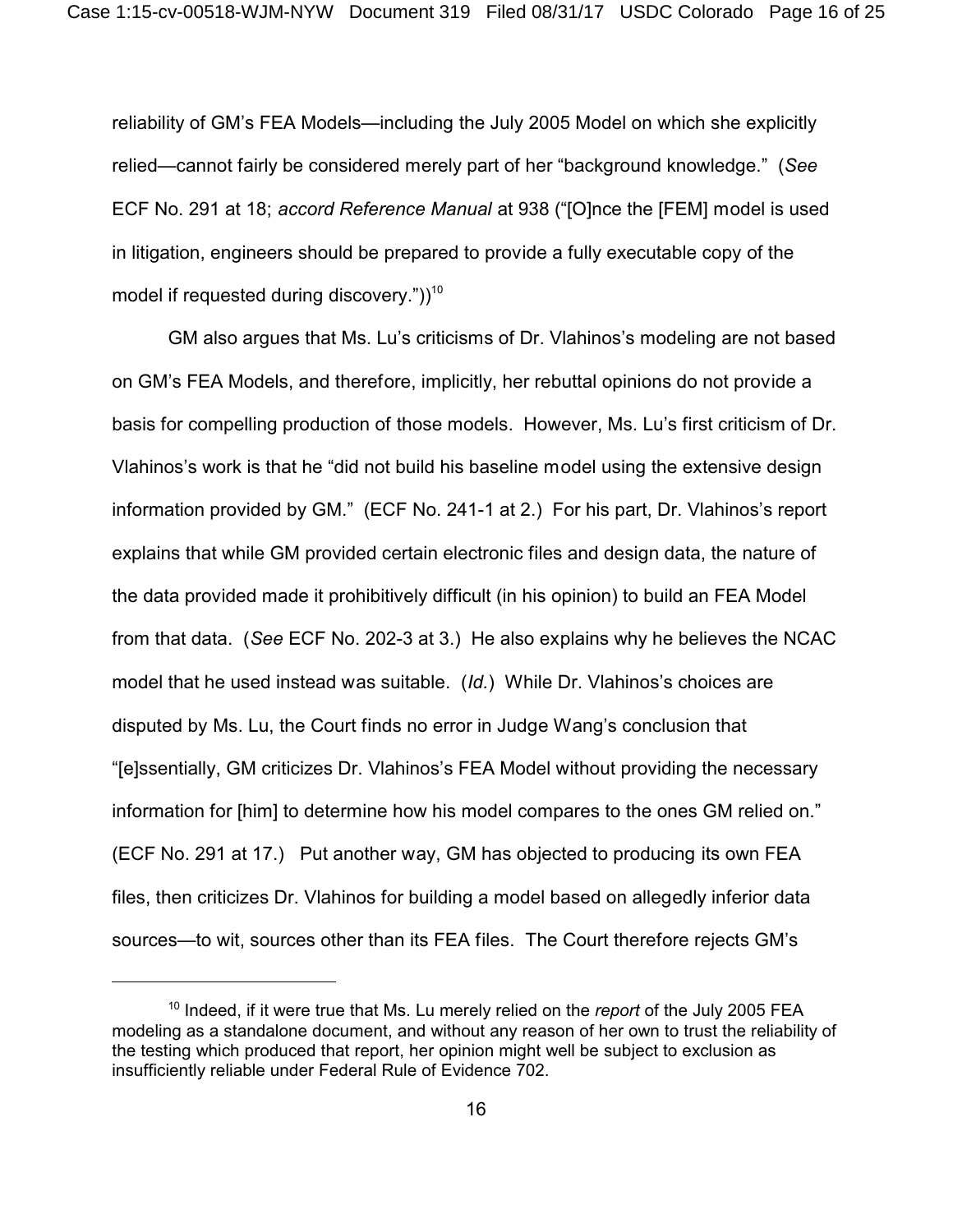reliability of GM's FEA Models—including the July 2005 Model on which she explicitly relied—cannot fairly be considered merely part of her "background knowledge." (*See* ECF No. 291 at 18; *accord Reference Manual* at 938 ("[O]nce the [FEM] model is used in litigation, engineers should be prepared to provide a fully executable copy of the model if requested during discovery."))[10]

GM also argues that Ms. Lu's criticisms of Dr. Vlahinos's modeling are not based on GM's FEA Models, and therefore, implicitly, her rebuttal opinions do not provide a basis for compelling production of those models. However, Ms. Lu's first criticism of Dr. Vlahinos's work is that he "did not build his baseline model using the extensive design information provided by GM." (ECF No. 241-1 at 2.) For his part, Dr. Vlahinos's report explains that while GM provided certain electronic files and design data, the nature of the data provided made it prohibitively difficult (in his opinion) to build an FEA Model from that data. (*See* ECF No. 202-3 at 3.) He also explains why he believes the NCAC model that he used instead was suitable. (*Id.*) While Dr. Vlahinos's choices are disputed by Ms. Lu, the Court finds no error in Judge Wang's conclusion that "[e]ssentially, GM criticizes Dr. Vlahinos's FEA Model without providing the necessary information for [him] to determine how his model compares to the ones GM relied on." (ECF No. 291 at 17.) Put another way, GM has objected to producing its own FEA files, then criticizes Dr. Vlahinos for building a model based on allegedly inferior data sources—to wit, sources other than its FEA files. The Court therefore rejects GM's

---

[10] Indeed, if it were true that Ms. Lu merely relied on the *report* of the July 2005 FEA modeling as a standalone document, and without any reason of her own to trust the reliability of the testing which produced that report, her opinion might well be subject to exclusion as insufficiently reliable under Federal Rule of Evidence 702.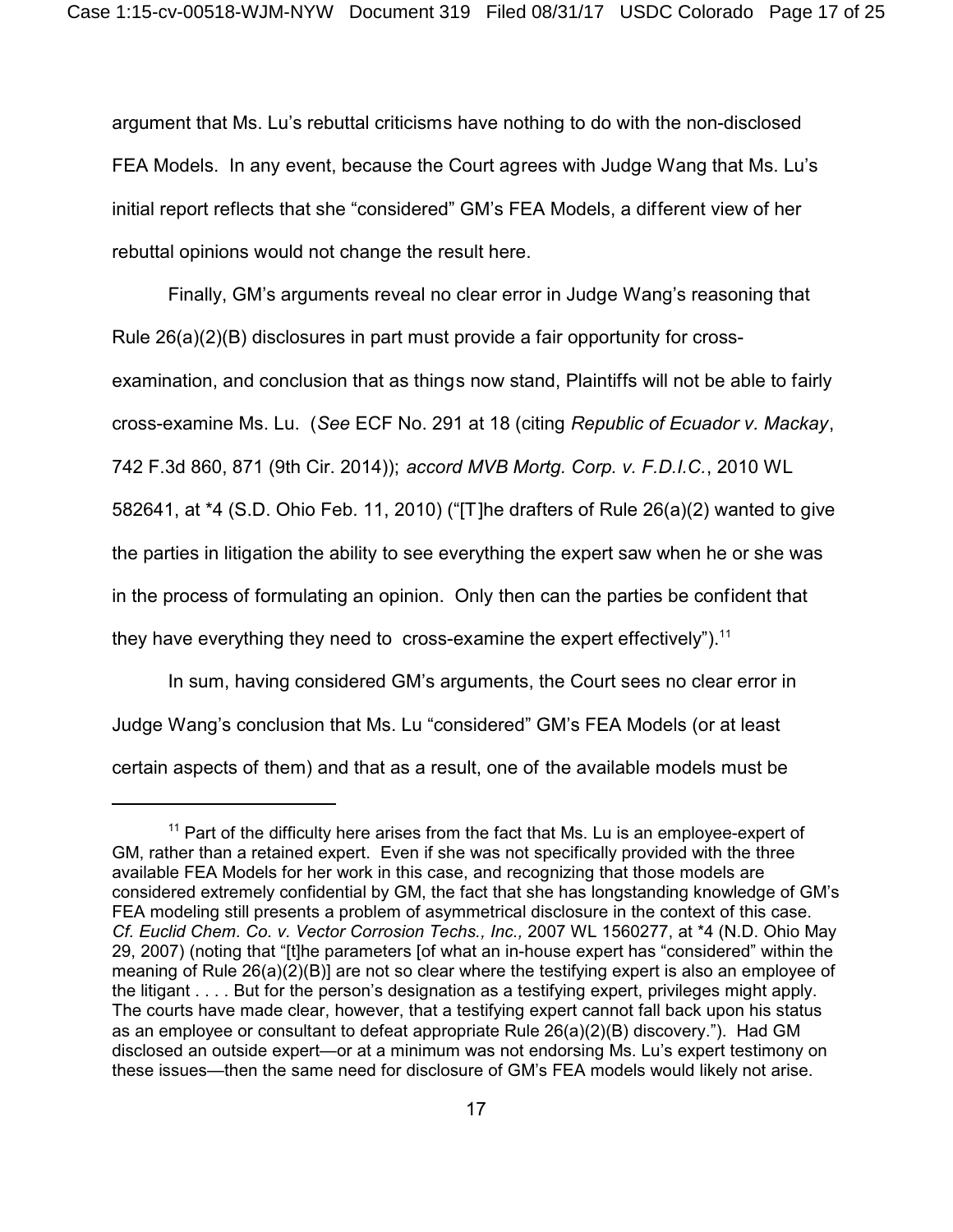argument that Ms. Lu's rebuttal criticisms have nothing to do with the non-disclosed FEA Models. In any event, because the Court agrees with Judge Wang that Ms. Lu's initial report reflects that she "considered" GM's FEA Models, a different view of her rebuttal opinions would not change the result here.

Finally, GM's arguments reveal no clear error in Judge Wang's reasoning that Rule 26(a)(2)(B) disclosures in part must provide a fair opportunity for cross-examination, and conclusion that as things now stand, Plaintiffs will not be able to fairly cross-examine Ms. Lu. (*See* ECF No. 291 at 18 (citing *Republic of Ecuador v. Mackay*, 742 F.3d 860, 871 (9th Cir. 2014)); *accord MVB Mortg. Corp. v. F.D.I.C.*, 2010 WL 582641, at *4 (S.D. Ohio Feb. 11, 2010) ("[T]he drafters of Rule 26(a)(2) wanted to give the parties in litigation the ability to see everything the expert saw when he or she was in the process of formulating an opinion. Only then can the parties be confident that they have everything they need to cross-examine the expert effectively").[11]

In sum, having considered GM's arguments, the Court sees no clear error in Judge Wang's conclusion that Ms. Lu "considered" GM's FEA Models (or at least certain aspects of them) and that as a result, one of the available models must be

---

[11] Part of the difficulty here arises from the fact that Ms. Lu is an employee-expert of GM, rather than a retained expert. Even if she was not specifically provided with the three available FEA Models for her work in this case, and recognizing that those models are considered extremely confidential by GM, the fact that she has longstanding knowledge of GM's FEA modeling still presents a problem of asymmetrical disclosure in the context of this case. *Cf. Euclid Chem. Co. v. Vector Corrosion Techs., Inc.,* 2007 WL 1560277, at *4 (N.D. Ohio May 29, 2007) (noting that "[t]he parameters [of what an in-house expert has "considered" within the meaning of Rule 26(a)(2)(B)] are not so clear where the testifying expert is also an employee of the litigant . . . . But for the person's designation as a testifying expert, privileges might apply. The courts have made clear, however, that a testifying expert cannot fall back upon his status as an employee or consultant to defeat appropriate Rule 26(a)(2)(B) discovery."). Had GM disclosed an outside expert—or at a minimum was not endorsing Ms. Lu's expert testimony on these issues—then the same need for disclosure of GM's FEA models would likely not arise.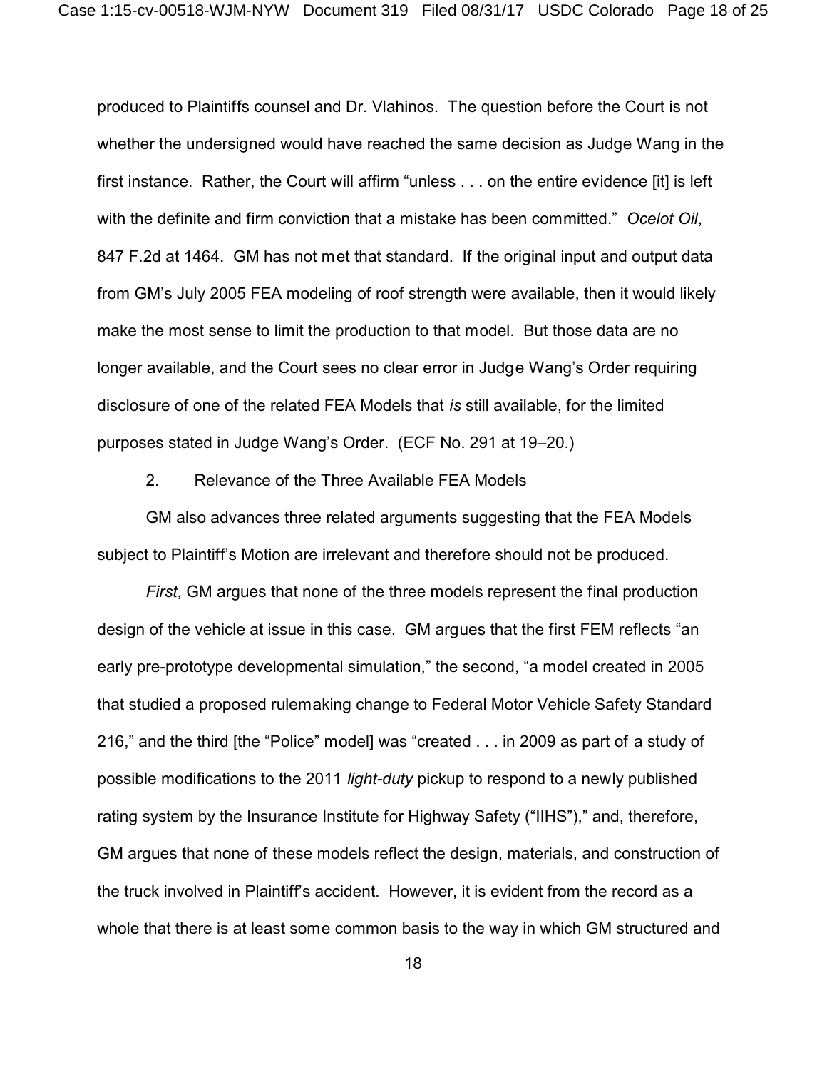produced to Plaintiffs counsel and Dr. Vlahinos. The question before the Court is not whether the undersigned would have reached the same decision as Judge Wang in the first instance. Rather, the Court will affirm "unless . . . on the entire evidence [it] is left with the definite and firm conviction that a mistake has been committed." *Ocelot Oil*, 847 F.2d at 1464. GM has not met that standard. If the original input and output data from GM's July 2005 FEA modeling of roof strength were available, then it would likely make the most sense to limit the production to that model. But those data are no longer available, and the Court sees no clear error in Judge Wang's Order requiring disclosure of one of the related FEA Models that *is* still available, for the limited purposes stated in Judge Wang's Order. (ECF No. 291 at 19–20.)

2. Relevance of the Three Available FEA Models

GM also advances three related arguments suggesting that the FEA Models subject to Plaintiff's Motion are irrelevant and therefore should not be produced.

*First*, GM argues that none of the three models represent the final production design of the vehicle at issue in this case. GM argues that the first FEM reflects "an early pre-prototype developmental simulation," the second, "a model created in 2005 that studied a proposed rulemaking change to Federal Motor Vehicle Safety Standard 216," and the third [the "Police" model] was "created . . . in 2009 as part of a study of possible modifications to the 2011 *light-duty* pickup to respond to a newly published rating system by the Insurance Institute for Highway Safety ("IIHS")," and, therefore, GM argues that none of these models reflect the design, materials, and construction of the truck involved in Plaintiff's accident. However, it is evident from the record as a whole that there is at least some common basis to the way in which GM structured and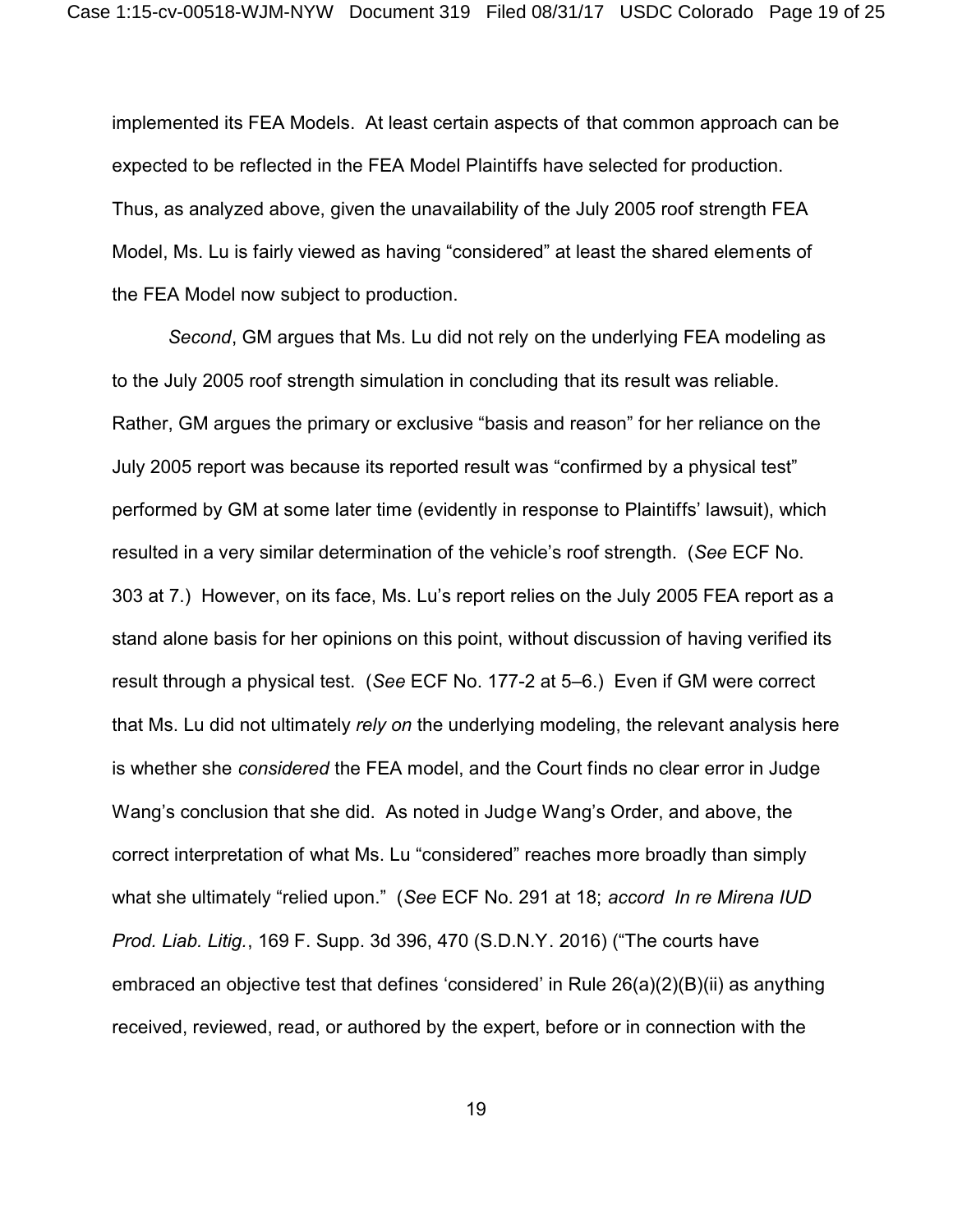implemented its FEA Models. At least certain aspects of that common approach can be expected to be reflected in the FEA Model Plaintiffs have selected for production. Thus, as analyzed above, given the unavailability of the July 2005 roof strength FEA Model, Ms. Lu is fairly viewed as having "considered" at least the shared elements of the FEA Model now subject to production.

*Second*, GM argues that Ms. Lu did not rely on the underlying FEA modeling as to the July 2005 roof strength simulation in concluding that its result was reliable. Rather, GM argues the primary or exclusive "basis and reason" for her reliance on the July 2005 report was because its reported result was "confirmed by a physical test" performed by GM at some later time (evidently in response to Plaintiffs' lawsuit), which resulted in a very similar determination of the vehicle's roof strength. (*See* ECF No. 303 at 7.) However, on its face, Ms. Lu's report relies on the July 2005 FEA report as a stand alone basis for her opinions on this point, without discussion of having verified its result through a physical test. (*See* ECF No. 177-2 at 5–6.) Even if GM were correct that Ms. Lu did not ultimately *rely on* the underlying modeling, the relevant analysis here is whether she *considered* the FEA model, and the Court finds no clear error in Judge Wang's conclusion that she did. As noted in Judge Wang's Order, and above, the correct interpretation of what Ms. Lu "considered" reaches more broadly than simply what she ultimately "relied upon." (*See* ECF No. 291 at 18; *accord In re Mirena IUD Prod. Liab. Litig.*, 169 F. Supp. 3d 396, 470 (S.D.N.Y. 2016) ("The courts have embraced an objective test that defines 'considered' in Rule 26(a)(2)(B)(ii) as anything received, reviewed, read, or authored by the expert, before or in connection with the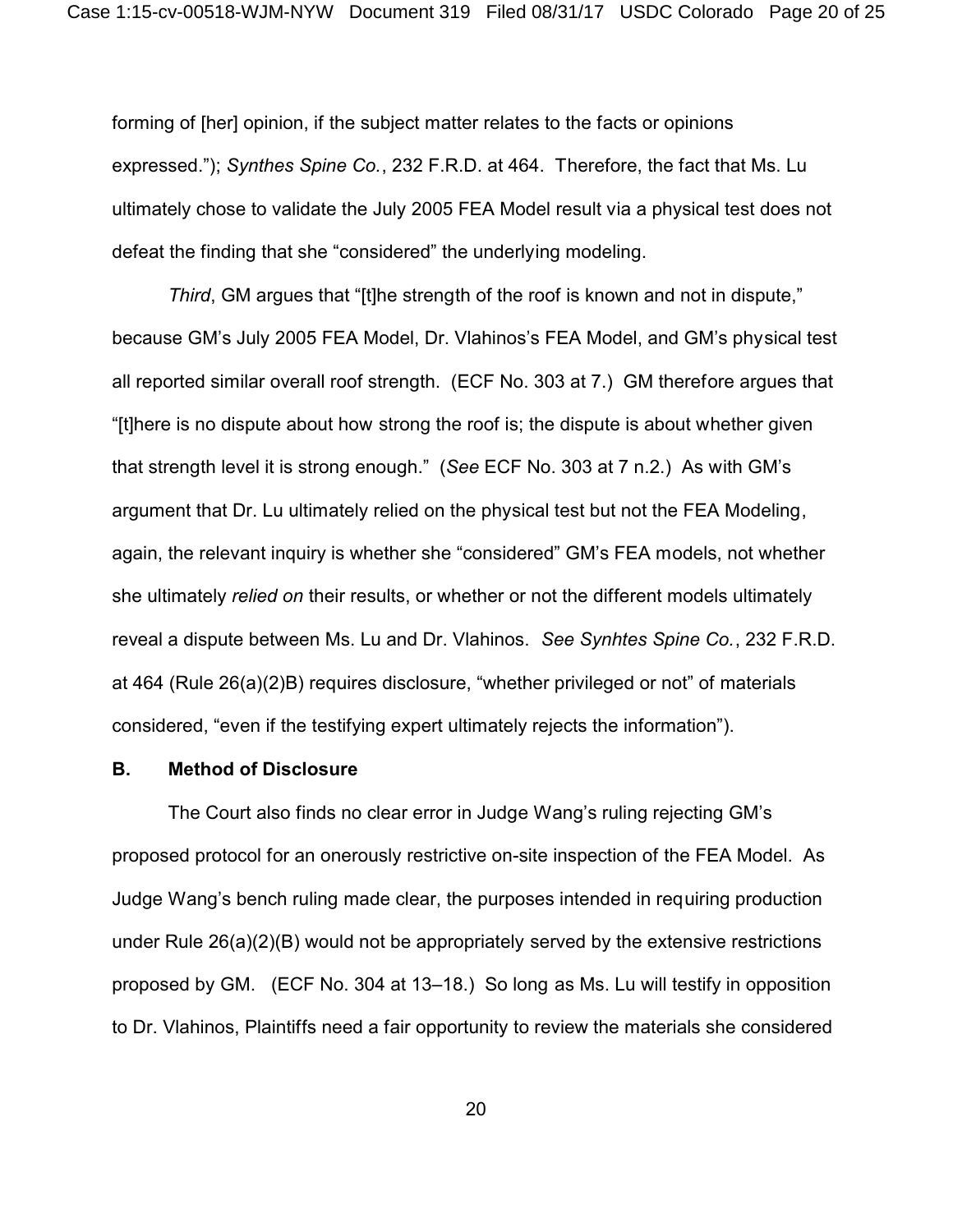forming of [her] opinion, if the subject matter relates to the facts or opinions expressed."); *Synthes Spine Co.*, 232 F.R.D. at 464. Therefore, the fact that Ms. Lu ultimately chose to validate the July 2005 FEA Model result via a physical test does not defeat the finding that she "considered" the underlying modeling.

*Third*, GM argues that "[t]he strength of the roof is known and not in dispute," because GM's July 2005 FEA Model, Dr. Vlahinos's FEA Model, and GM's physical test all reported similar overall roof strength. (ECF No. 303 at 7.) GM therefore argues that "[t]here is no dispute about how strong the roof is; the dispute is about whether given that strength level it is strong enough." (*See* ECF No. 303 at 7 n.2.) As with GM's argument that Dr. Lu ultimately relied on the physical test but not the FEA Modeling, again, the relevant inquiry is whether she "considered" GM's FEA models, not whether she ultimately *relied on* their results, or whether or not the different models ultimately reveal a dispute between Ms. Lu and Dr. Vlahinos. *See Synhtes Spine Co.*, 232 F.R.D. at 464 (Rule 26(a)(2)B) requires disclosure, "whether privileged or not" of materials considered, "even if the testifying expert ultimately rejects the information").

**B. Method of Disclosure**

The Court also finds no clear error in Judge Wang's ruling rejecting GM's proposed protocol for an onerously restrictive on-site inspection of the FEA Model. As Judge Wang's bench ruling made clear, the purposes intended in requiring production under Rule 26(a)(2)(B) would not be appropriately served by the extensive restrictions proposed by GM. (ECF No. 304 at 13–18.) So long as Ms. Lu will testify in opposition to Dr. Vlahinos, Plaintiffs need a fair opportunity to review the materials she considered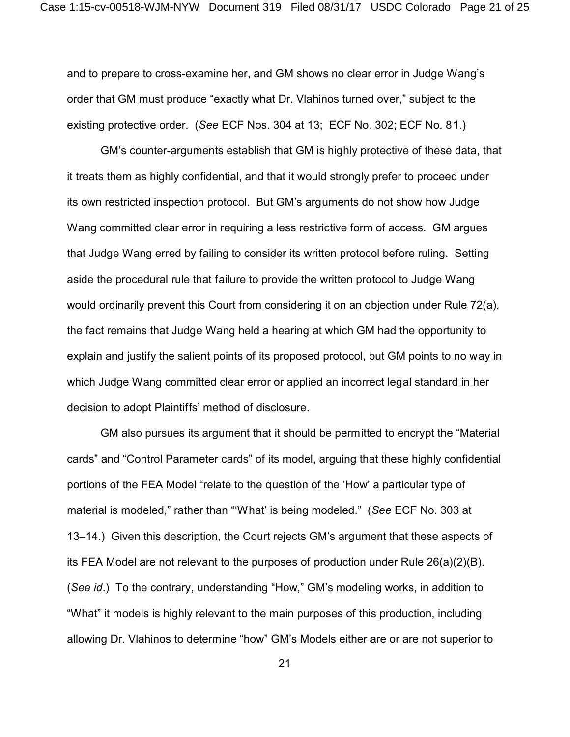and to prepare to cross-examine her, and GM shows no clear error in Judge Wang's order that GM must produce "exactly what Dr. Vlahinos turned over," subject to the existing protective order. (*See* ECF Nos. 304 at 13; ECF No. 302; ECF No. 81.)

GM's counter-arguments establish that GM is highly protective of these data, that it treats them as highly confidential, and that it would strongly prefer to proceed under its own restricted inspection protocol. But GM's arguments do not show how Judge Wang committed clear error in requiring a less restrictive form of access. GM argues that Judge Wang erred by failing to consider its written protocol before ruling. Setting aside the procedural rule that failure to provide the written protocol to Judge Wang would ordinarily prevent this Court from considering it on an objection under Rule 72(a), the fact remains that Judge Wang held a hearing at which GM had the opportunity to explain and justify the salient points of its proposed protocol, but GM points to no way in which Judge Wang committed clear error or applied an incorrect legal standard in her decision to adopt Plaintiffs' method of disclosure.

GM also pursues its argument that it should be permitted to encrypt the "Material cards" and "Control Parameter cards" of its model, arguing that these highly confidential portions of the FEA Model "relate to the question of the 'How' a particular type of material is modeled," rather than "'What' is being modeled." (*See* ECF No. 303 at 13–14.) Given this description, the Court rejects GM's argument that these aspects of its FEA Model are not relevant to the purposes of production under Rule 26(a)(2)(B). (*See id*.) To the contrary, understanding "How," GM's modeling works, in addition to "What" it models is highly relevant to the main purposes of this production, including allowing Dr. Vlahinos to determine "how" GM's Models either are or are not superior to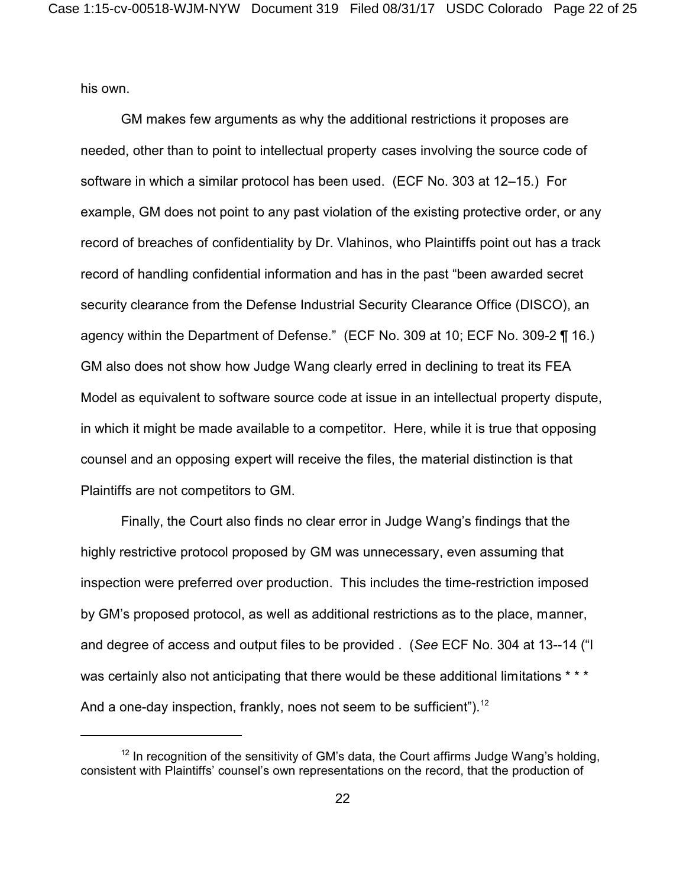his own.

GM makes few arguments as why the additional restrictions it proposes are needed, other than to point to intellectual property cases involving the source code of software in which a similar protocol has been used. (ECF No. 303 at 12–15.) For example, GM does not point to any past violation of the existing protective order, or any record of breaches of confidentiality by Dr. Vlahinos, who Plaintiffs point out has a track record of handling confidential information and has in the past "been awarded secret security clearance from the Defense Industrial Security Clearance Office (DISCO), an agency within the Department of Defense." (ECF No. 309 at 10; ECF No. 309-2 ¶ 16.) GM also does not show how Judge Wang clearly erred in declining to treat its FEA Model as equivalent to software source code at issue in an intellectual property dispute, in which it might be made available to a competitor. Here, while it is true that opposing counsel and an opposing expert will receive the files, the material distinction is that Plaintiffs are not competitors to GM.

Finally, the Court also finds no clear error in Judge Wang's findings that the highly restrictive protocol proposed by GM was unnecessary, even assuming that inspection were preferred over production. This includes the time-restriction imposed by GM's proposed protocol, as well as additional restrictions as to the place, manner, and degree of access and output files to be provided . (*See* ECF No. 304 at 13--14 ("I was certainly also not anticipating that there would be these additional limitations * * * And a one-day inspection, frankly, noes not seem to be sufficient").[12]

---

[12] In recognition of the sensitivity of GM's data, the Court affirms Judge Wang's holding, consistent with Plaintiffs' counsel's own representations on the record, that the production of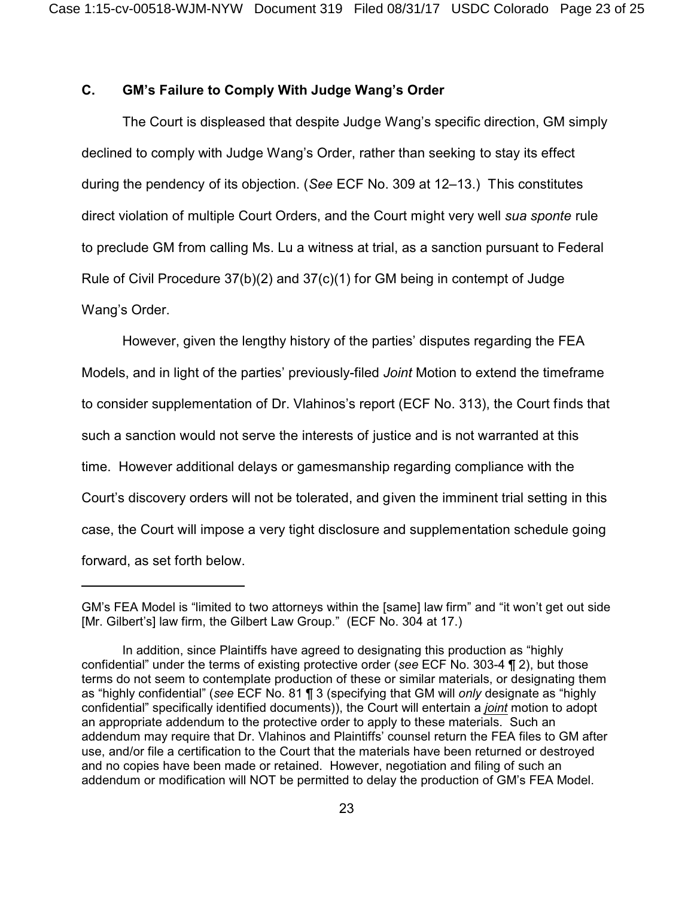### C. GM's Failure to Comply With Judge Wang's Order

The Court is displeased that despite Judge Wang's specific direction, GM simply declined to comply with Judge Wang's Order, rather than seeking to stay its effect during the pendency of its objection. (*See* ECF No. 309 at 12–13.) This constitutes direct violation of multiple Court Orders, and the Court might very well *sua sponte* rule to preclude GM from calling Ms. Lu a witness at trial, as a sanction pursuant to Federal Rule of Civil Procedure 37(b)(2) and 37(c)(1) for GM being in contempt of Judge Wang's Order.

However, given the lengthy history of the parties' disputes regarding the FEA Models, and in light of the parties' previously-filed *Joint* Motion to extend the timeframe to consider supplementation of Dr. Vlahinos's report (ECF No. 313), the Court finds that such a sanction would not serve the interests of justice and is not warranted at this time. However additional delays or gamesmanship regarding compliance with the Court's discovery orders will not be tolerated, and given the imminent trial setting in this case, the Court will impose a very tight disclosure and supplementation schedule going forward, as set forth below.

---

GM's FEA Model is "limited to two attorneys within the [same] law firm" and "it won't get out side [Mr. Gilbert's] law firm, the Gilbert Law Group." (ECF No. 304 at 17.)

In addition, since Plaintiffs have agreed to designating this production as "highly confidential" under the terms of existing protective order (*see* ECF No. 303-4 ¶ 2), but those terms do not seem to contemplate production of these or similar materials, or designating them as "highly confidential" (*see* ECF No. 81 ¶ 3 (specifying that GM will *only* designate as "highly confidential" specifically identified documents)), the Court will entertain a ***joint*** motion to adopt an appropriate addendum to the protective order to apply to these materials. Such an addendum may require that Dr. Vlahinos and Plaintiffs' counsel return the FEA files to GM after use, and/or file a certification to the Court that the materials have been returned or destroyed and no copies have been made or retained. However, negotiation and filing of such an addendum or modification will NOT be permitted to delay the production of GM's FEA Model.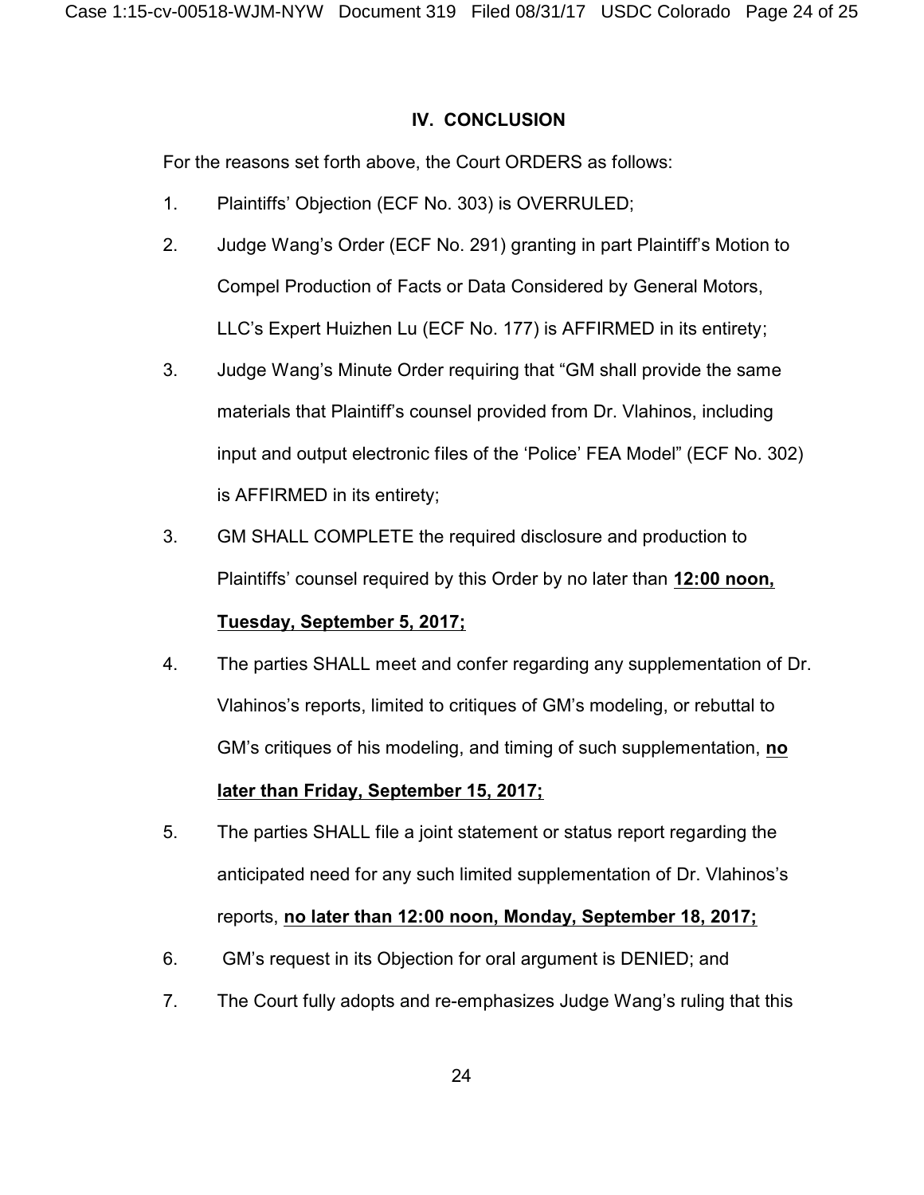## IV. CONCLUSION

For the reasons set forth above, the Court ORDERS as follows:

1. Plaintiffs' Objection (ECF No. 303) is OVERRULED;
2. Judge Wang's Order (ECF No. 291) granting in part Plaintiff's Motion to Compel Production of Facts or Data Considered by General Motors, LLC's Expert Huizhen Lu (ECF No. 177) is AFFIRMED in its entirety;
3. Judge Wang's Minute Order requiring that "GM shall provide the same materials that Plaintiff's counsel provided from Dr. Vlahinos, including input and output electronic files of the 'Police' FEA Model" (ECF No. 302) is AFFIRMED in its entirety;
3. GM SHALL COMPLETE the required disclosure and production to Plaintiffs' counsel required by this Order by no later than **12:00 noon, Tuesday, September 5, 2017;**
4. The parties SHALL meet and confer regarding any supplementation of Dr. Vlahinos's reports, limited to critiques of GM's modeling, or rebuttal to GM's critiques of his modeling, and timing of such supplementation, **no later than Friday, September 15, 2017;**
5. The parties SHALL file a joint statement or status report regarding the anticipated need for any such limited supplementation of Dr. Vlahinos's reports, **no later than 12:00 noon, Monday, September 18, 2017;**
6. GM's request in its Objection for oral argument is DENIED; and
7. The Court fully adopts and re-emphasizes Judge Wang's ruling that this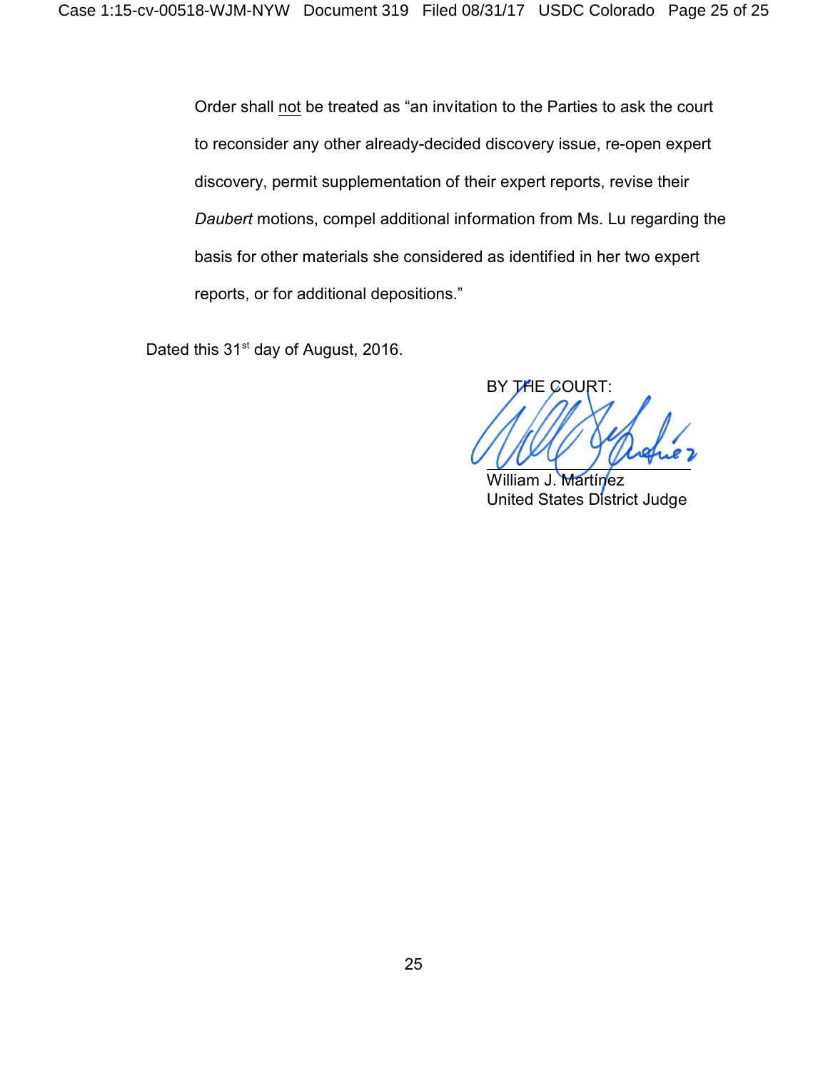Order shall not be treated as "an invitation to the Parties to ask the court to reconsider any other already-decided discovery issue, re-open expert discovery, permit supplementation of their expert reports, revise their *Daubert* motions, compel additional information from Ms. Lu regarding the basis for other materials she considered as identified in her two expert reports, or for additional depositions."

Dated this 31st day of August, 2016.

BY THE COURT:

William J. Martínez
United States District Judge